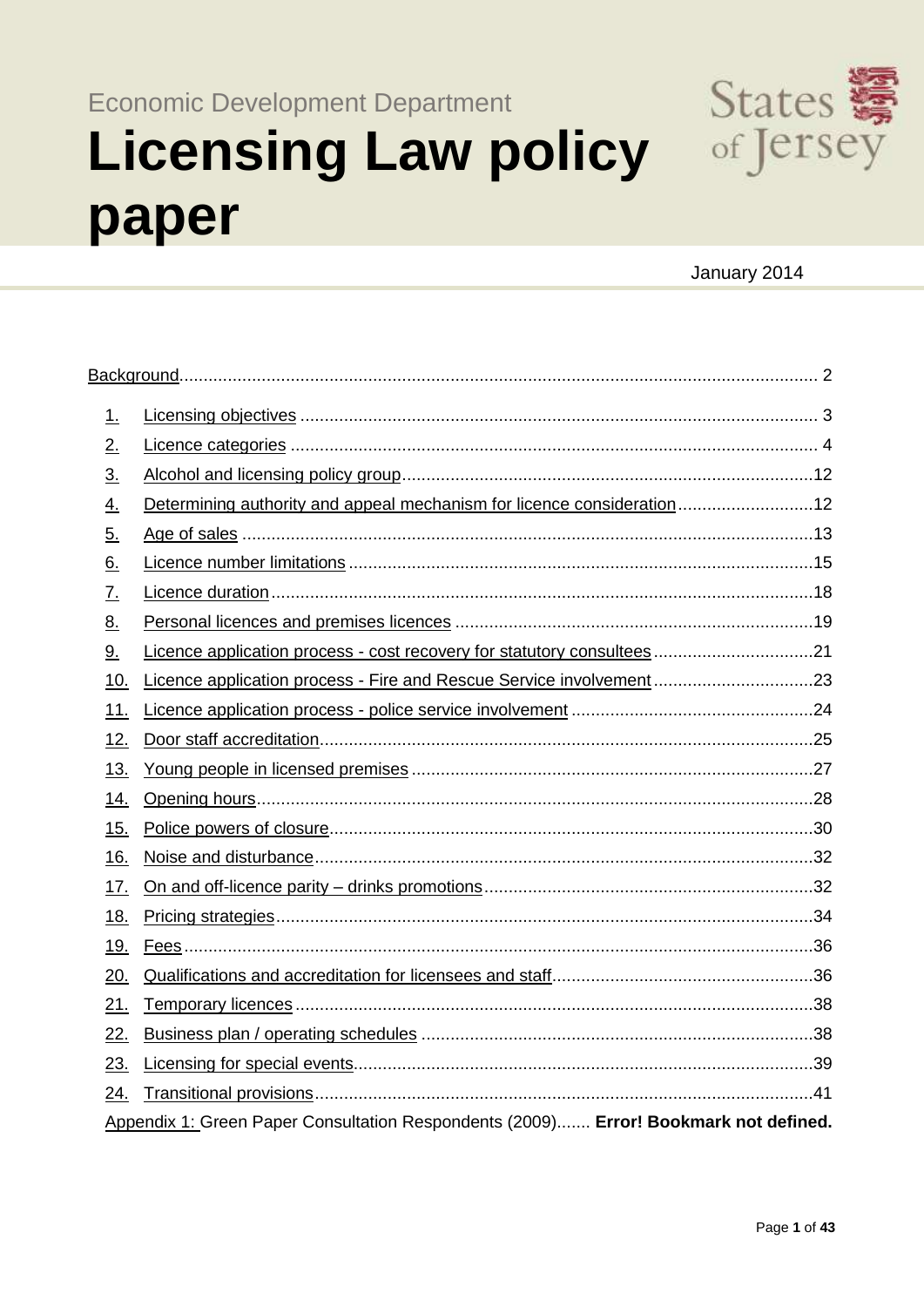Economic Development Department

# Licensing Law policy paper

States of Jersey

January 2014

Background ..... 2

1. Licensing objectives ..... 3
2. Licence categories ..... 4
3. Alcohol and licensing policy group ..... 12
4. Determining authority and appeal mechanism for licence consideration ..... 12
5. Age of sales ..... 13
6. Licence number limitations ..... 15
7. Licence duration ..... 18
8. Personal licences and premises licences ..... 19
9. Licence application process - cost recovery for statutory consultees ..... 21
10. Licence application process - Fire and Rescue Service involvement ..... 23
11. Licence application process - police service involvement ..... 24
12. Door staff accreditation ..... 25
13. Young people in licensed premises ..... 27
14. Opening hours ..... 28
15. Police powers of closure ..... 30
16. Noise and disturbance ..... 32
17. On and off-licence parity – drinks promotions ..... 32
18. Pricing strategies ..... 34
19. Fees ..... 36
20. Qualifications and accreditation for licensees and staff ..... 36
21. Temporary licences ..... 38
22. Business plan / operating schedules ..... 38
23. Licensing for special events ..... 39
24. Transitional provisions ..... 41

Appendix 1: Green Paper Consultation Respondents (2009)....... **Error! Bookmark not defined.**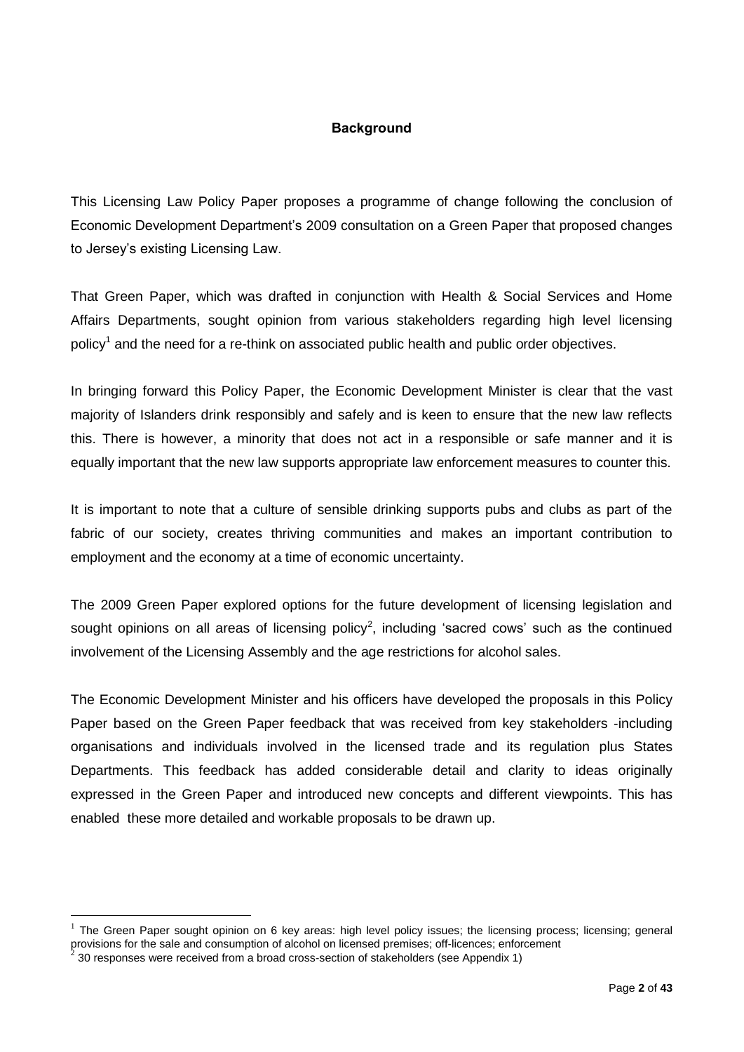## Background

This Licensing Law Policy Paper proposes a programme of change following the conclusion of Economic Development Department's 2009 consultation on a Green Paper that proposed changes to Jersey's existing Licensing Law.

That Green Paper, which was drafted in conjunction with Health & Social Services and Home Affairs Departments, sought opinion from various stakeholders regarding high level licensing policy[1] and the need for a re-think on associated public health and public order objectives.

In bringing forward this Policy Paper, the Economic Development Minister is clear that the vast majority of Islanders drink responsibly and safely and is keen to ensure that the new law reflects this. There is however, a minority that does not act in a responsible or safe manner and it is equally important that the new law supports appropriate law enforcement measures to counter this.

It is important to note that a culture of sensible drinking supports pubs and clubs as part of the fabric of our society, creates thriving communities and makes an important contribution to employment and the economy at a time of economic uncertainty.

The 2009 Green Paper explored options for the future development of licensing legislation and sought opinions on all areas of licensing policy[2], including 'sacred cows' such as the continued involvement of the Licensing Assembly and the age restrictions for alcohol sales.

The Economic Development Minister and his officers have developed the proposals in this Policy Paper based on the Green Paper feedback that was received from key stakeholders -including organisations and individuals involved in the licensed trade and its regulation plus States Departments. This feedback has added considerable detail and clarity to ideas originally expressed in the Green Paper and introduced new concepts and different viewpoints. This has enabled these more detailed and workable proposals to be drawn up.

---

[1] The Green Paper sought opinion on 6 key areas: high level policy issues; the licensing process; licensing; general provisions for the sale and consumption of alcohol on licensed premises; off-licences; enforcement

[2] 30 responses were received from a broad cross-section of stakeholders (see Appendix 1)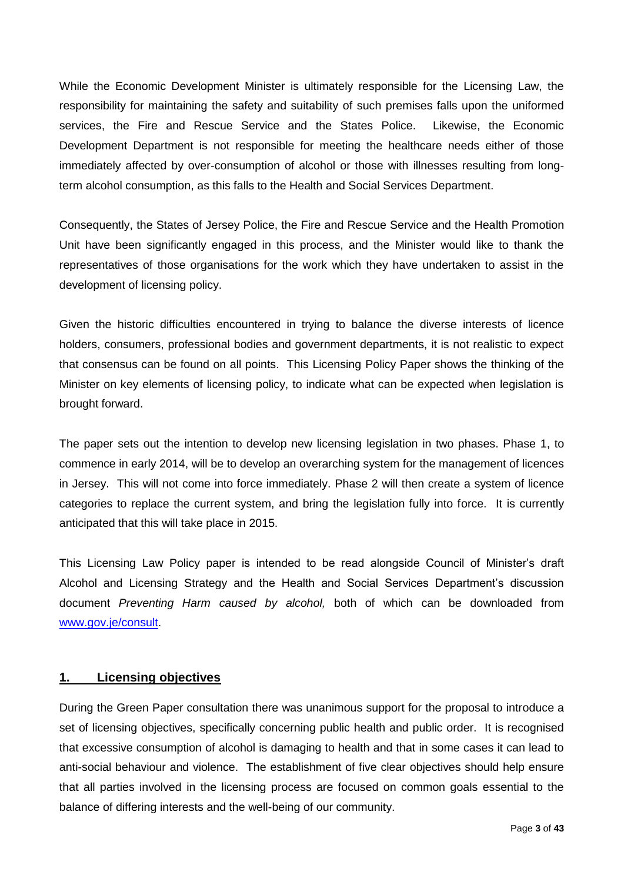While the Economic Development Minister is ultimately responsible for the Licensing Law, the responsibility for maintaining the safety and suitability of such premises falls upon the uniformed services, the Fire and Rescue Service and the States Police. Likewise, the Economic Development Department is not responsible for meeting the healthcare needs either of those immediately affected by over-consumption of alcohol or those with illnesses resulting from long-term alcohol consumption, as this falls to the Health and Social Services Department.

Consequently, the States of Jersey Police, the Fire and Rescue Service and the Health Promotion Unit have been significantly engaged in this process, and the Minister would like to thank the representatives of those organisations for the work which they have undertaken to assist in the development of licensing policy.

Given the historic difficulties encountered in trying to balance the diverse interests of licence holders, consumers, professional bodies and government departments, it is not realistic to expect that consensus can be found on all points. This Licensing Policy Paper shows the thinking of the Minister on key elements of licensing policy, to indicate what can be expected when legislation is brought forward.

The paper sets out the intention to develop new licensing legislation in two phases. Phase 1, to commence in early 2014, will be to develop an overarching system for the management of licences in Jersey. This will not come into force immediately. Phase 2 will then create a system of licence categories to replace the current system, and bring the legislation fully into force. It is currently anticipated that this will take place in 2015.

This Licensing Law Policy paper is intended to be read alongside Council of Minister's draft Alcohol and Licensing Strategy and the Health and Social Services Department's discussion document *Preventing Harm caused by alcohol,* both of which can be downloaded from [www.gov.je/consult](www.gov.je/consult).

## 1. Licensing objectives

During the Green Paper consultation there was unanimous support for the proposal to introduce a set of licensing objectives, specifically concerning public health and public order. It is recognised that excessive consumption of alcohol is damaging to health and that in some cases it can lead to anti-social behaviour and violence. The establishment of five clear objectives should help ensure that all parties involved in the licensing process are focused on common goals essential to the balance of differing interests and the well-being of our community.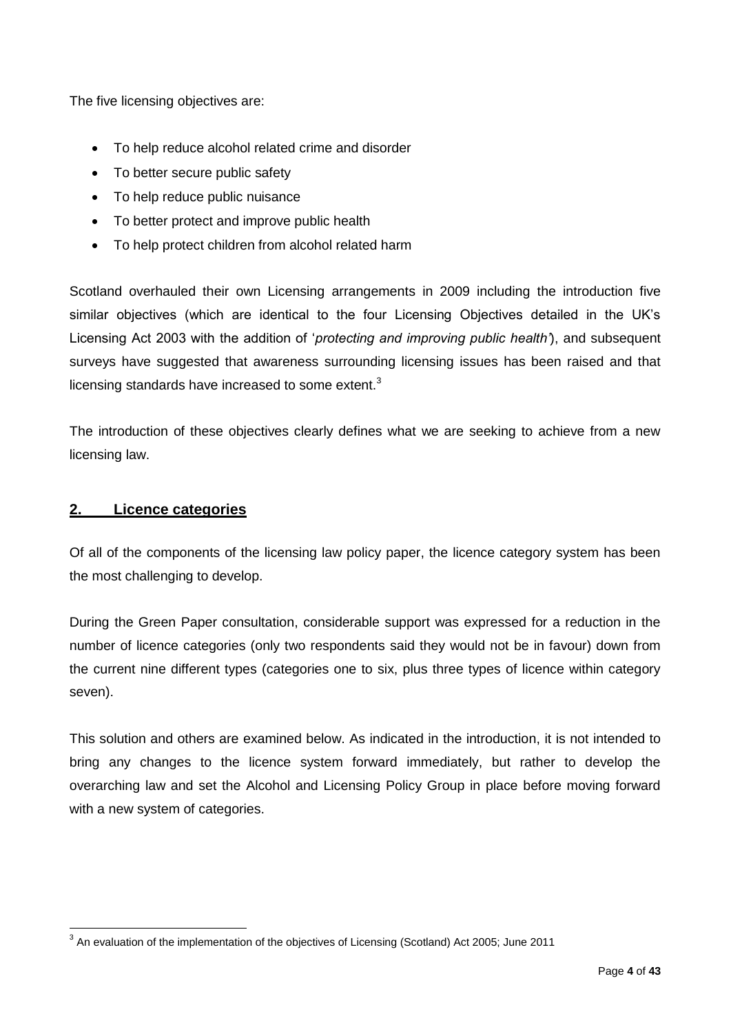The five licensing objectives are:

- To help reduce alcohol related crime and disorder
- To better secure public safety
- To help reduce public nuisance
- To better protect and improve public health
- To help protect children from alcohol related harm

Scotland overhauled their own Licensing arrangements in 2009 including the introduction five similar objectives (which are identical to the four Licensing Objectives detailed in the UK's Licensing Act 2003 with the addition of '*protecting and improving public health*'), and subsequent surveys have suggested that awareness surrounding licensing issues has been raised and that licensing standards have increased to some extent.[3]

The introduction of these objectives clearly defines what we are seeking to achieve from a new licensing law.

## **2. Licence categories**

Of all of the components of the licensing law policy paper, the licence category system has been the most challenging to develop.

During the Green Paper consultation, considerable support was expressed for a reduction in the number of licence categories (only two respondents said they would not be in favour) down from the current nine different types (categories one to six, plus three types of licence within category seven).

This solution and others are examined below. As indicated in the introduction, it is not intended to bring any changes to the licence system forward immediately, but rather to develop the overarching law and set the Alcohol and Licensing Policy Group in place before moving forward with a new system of categories.

---

[3] An evaluation of the implementation of the objectives of Licensing (Scotland) Act 2005; June 2011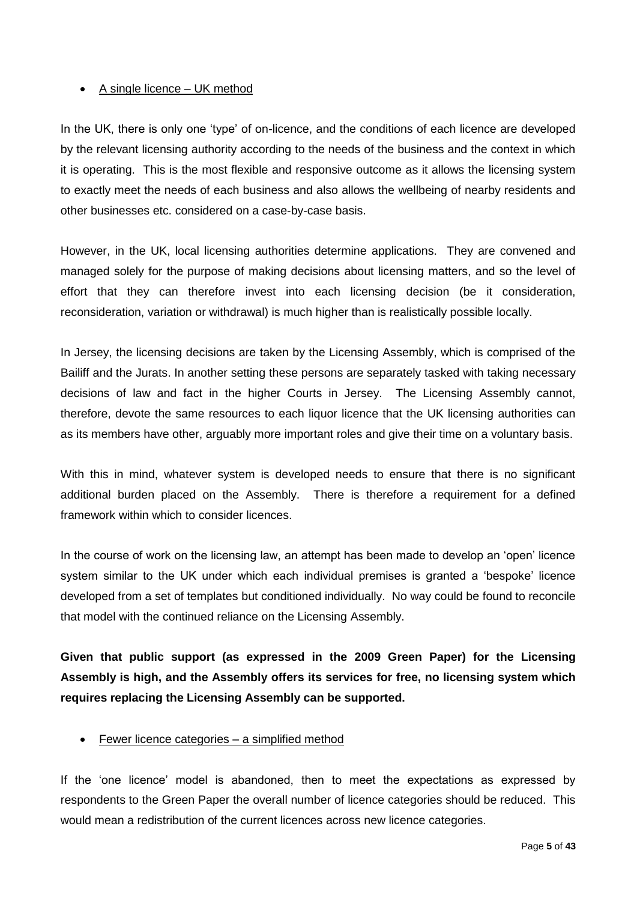- <u>A single licence – UK method</u>

In the UK, there is only one 'type' of on-licence, and the conditions of each licence are developed by the relevant licensing authority according to the needs of the business and the context in which it is operating. This is the most flexible and responsive outcome as it allows the licensing system to exactly meet the needs of each business and also allows the wellbeing of nearby residents and other businesses etc. considered on a case-by-case basis.

However, in the UK, local licensing authorities determine applications. They are convened and managed solely for the purpose of making decisions about licensing matters, and so the level of effort that they can therefore invest into each licensing decision (be it consideration, reconsideration, variation or withdrawal) is much higher than is realistically possible locally.

In Jersey, the licensing decisions are taken by the Licensing Assembly, which is comprised of the Bailiff and the Jurats. In another setting these persons are separately tasked with taking necessary decisions of law and fact in the higher Courts in Jersey. The Licensing Assembly cannot, therefore, devote the same resources to each liquor licence that the UK licensing authorities can as its members have other, arguably more important roles and give their time on a voluntary basis.

With this in mind, whatever system is developed needs to ensure that there is no significant additional burden placed on the Assembly. There is therefore a requirement for a defined framework within which to consider licences.

In the course of work on the licensing law, an attempt has been made to develop an 'open' licence system similar to the UK under which each individual premises is granted a 'bespoke' licence developed from a set of templates but conditioned individually. No way could be found to reconcile that model with the continued reliance on the Licensing Assembly.

**Given that public support (as expressed in the 2009 Green Paper) for the Licensing Assembly is high, and the Assembly offers its services for free, no licensing system which requires replacing the Licensing Assembly can be supported.**

- <u>Fewer licence categories – a simplified method</u>

If the 'one licence' model is abandoned, then to meet the expectations as expressed by respondents to the Green Paper the overall number of licence categories should be reduced. This would mean a redistribution of the current licences across new licence categories.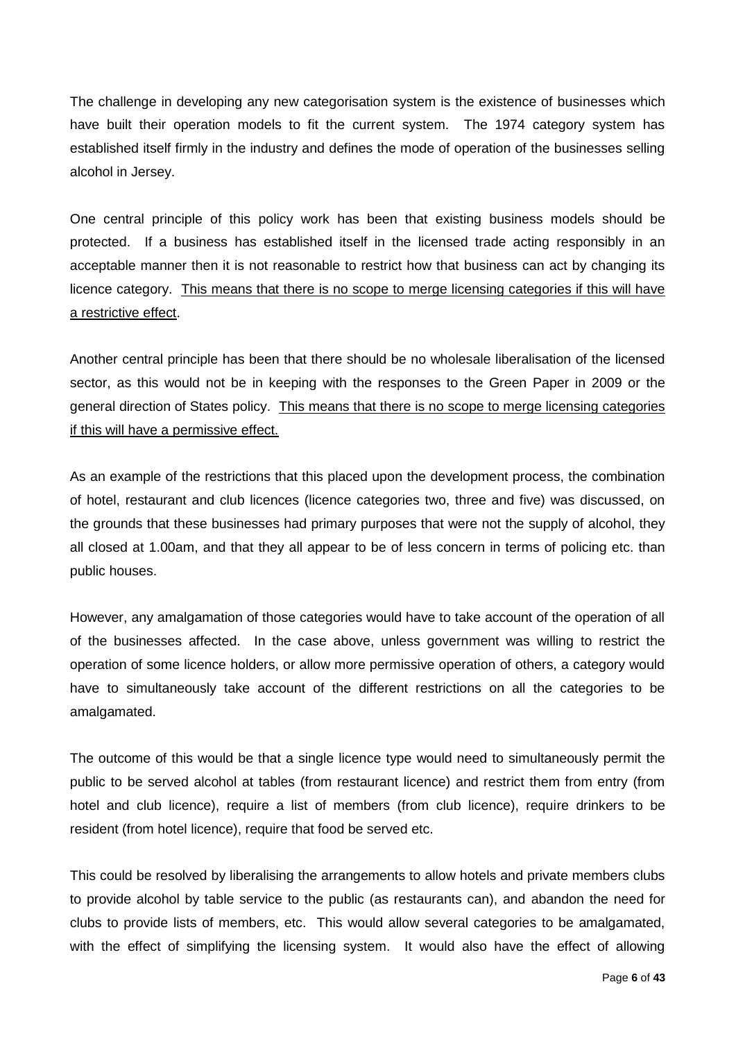The challenge in developing any new categorisation system is the existence of businesses which have built their operation models to fit the current system. The 1974 category system has established itself firmly in the industry and defines the mode of operation of the businesses selling alcohol in Jersey.

One central principle of this policy work has been that existing business models should be protected. If a business has established itself in the licensed trade acting responsibly in an acceptable manner then it is not reasonable to restrict how that business can act by changing its licence category. <u>This means that there is no scope to merge licensing categories if this will have a restrictive effect</u>.

Another central principle has been that there should be no wholesale liberalisation of the licensed sector, as this would not be in keeping with the responses to the Green Paper in 2009 or the general direction of States policy. <u>This means that there is no scope to merge licensing categories if this will have a permissive effect.</u>

As an example of the restrictions that this placed upon the development process, the combination of hotel, restaurant and club licences (licence categories two, three and five) was discussed, on the grounds that these businesses had primary purposes that were not the supply of alcohol, they all closed at 1.00am, and that they all appear to be of less concern in terms of policing etc. than public houses.

However, any amalgamation of those categories would have to take account of the operation of all of the businesses affected. In the case above, unless government was willing to restrict the operation of some licence holders, or allow more permissive operation of others, a category would have to simultaneously take account of the different restrictions on all the categories to be amalgamated.

The outcome of this would be that a single licence type would need to simultaneously permit the public to be served alcohol at tables (from restaurant licence) and restrict them from entry (from hotel and club licence), require a list of members (from club licence), require drinkers to be resident (from hotel licence), require that food be served etc.

This could be resolved by liberalising the arrangements to allow hotels and private members clubs to provide alcohol by table service to the public (as restaurants can), and abandon the need for clubs to provide lists of members, etc. This would allow several categories to be amalgamated, with the effect of simplifying the licensing system. It would also have the effect of allowing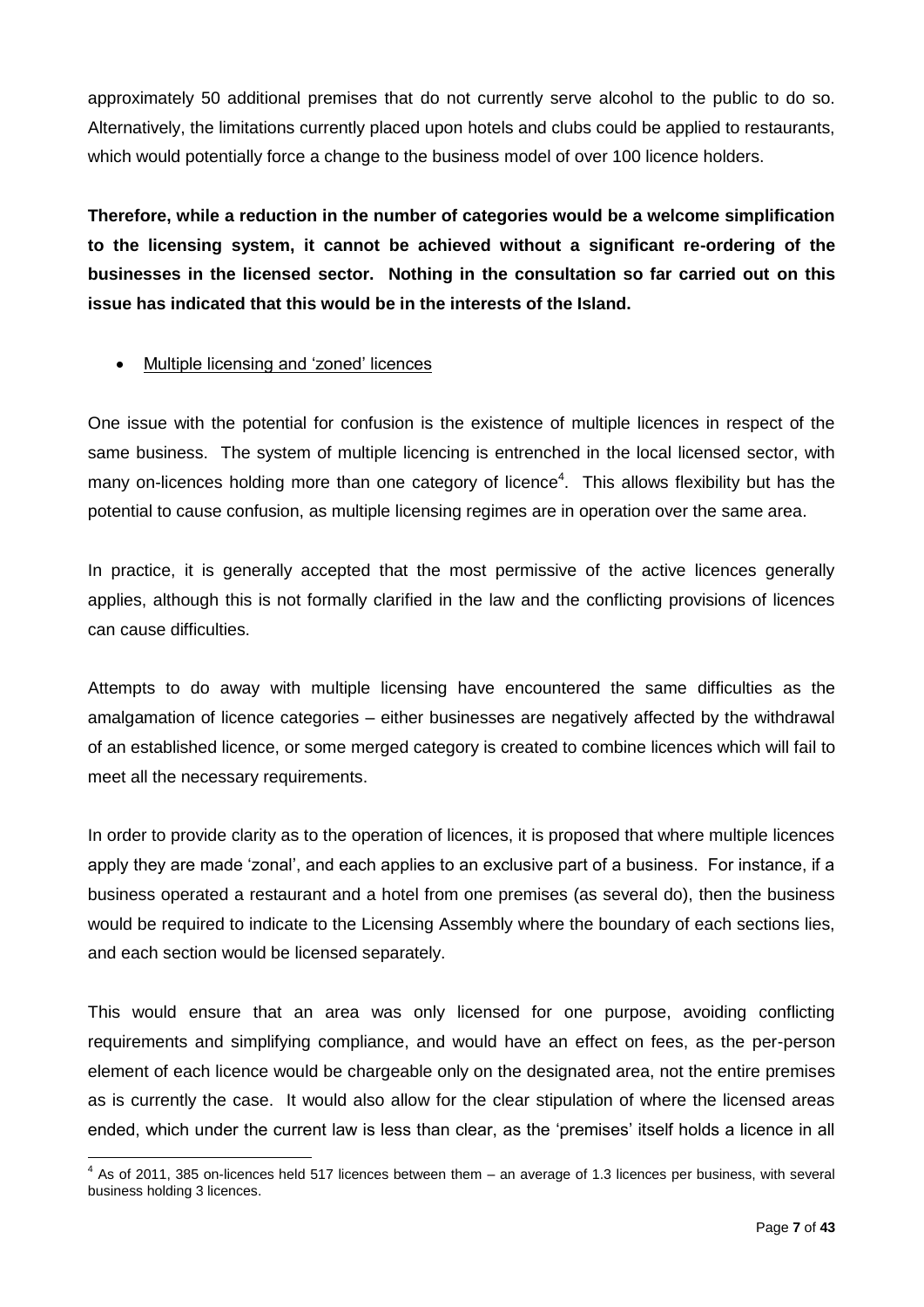approximately 50 additional premises that do not currently serve alcohol to the public to do so. Alternatively, the limitations currently placed upon hotels and clubs could be applied to restaurants, which would potentially force a change to the business model of over 100 licence holders.

**Therefore, while a reduction in the number of categories would be a welcome simplification to the licensing system, it cannot be achieved without a significant re-ordering of the businesses in the licensed sector. Nothing in the consultation so far carried out on this issue has indicated that this would be in the interests of the Island.**

- Multiple licensing and 'zoned' licences

One issue with the potential for confusion is the existence of multiple licences in respect of the same business. The system of multiple licencing is entrenched in the local licensed sector, with many on-licences holding more than one category of licence[4]. This allows flexibility but has the potential to cause confusion, as multiple licensing regimes are in operation over the same area.

In practice, it is generally accepted that the most permissive of the active licences generally applies, although this is not formally clarified in the law and the conflicting provisions of licences can cause difficulties.

Attempts to do away with multiple licensing have encountered the same difficulties as the amalgamation of licence categories – either businesses are negatively affected by the withdrawal of an established licence, or some merged category is created to combine licences which will fail to meet all the necessary requirements.

In order to provide clarity as to the operation of licences, it is proposed that where multiple licences apply they are made 'zonal', and each applies to an exclusive part of a business. For instance, if a business operated a restaurant and a hotel from one premises (as several do), then the business would be required to indicate to the Licensing Assembly where the boundary of each sections lies, and each section would be licensed separately.

This would ensure that an area was only licensed for one purpose, avoiding conflicting requirements and simplifying compliance, and would have an effect on fees, as the per-person element of each licence would be chargeable only on the designated area, not the entire premises as is currently the case. It would also allow for the clear stipulation of where the licensed areas ended, which under the current law is less than clear, as the 'premises' itself holds a licence in all

[4] As of 2011, 385 on-licences held 517 licences between them – an average of 1.3 licences per business, with several business holding 3 licences.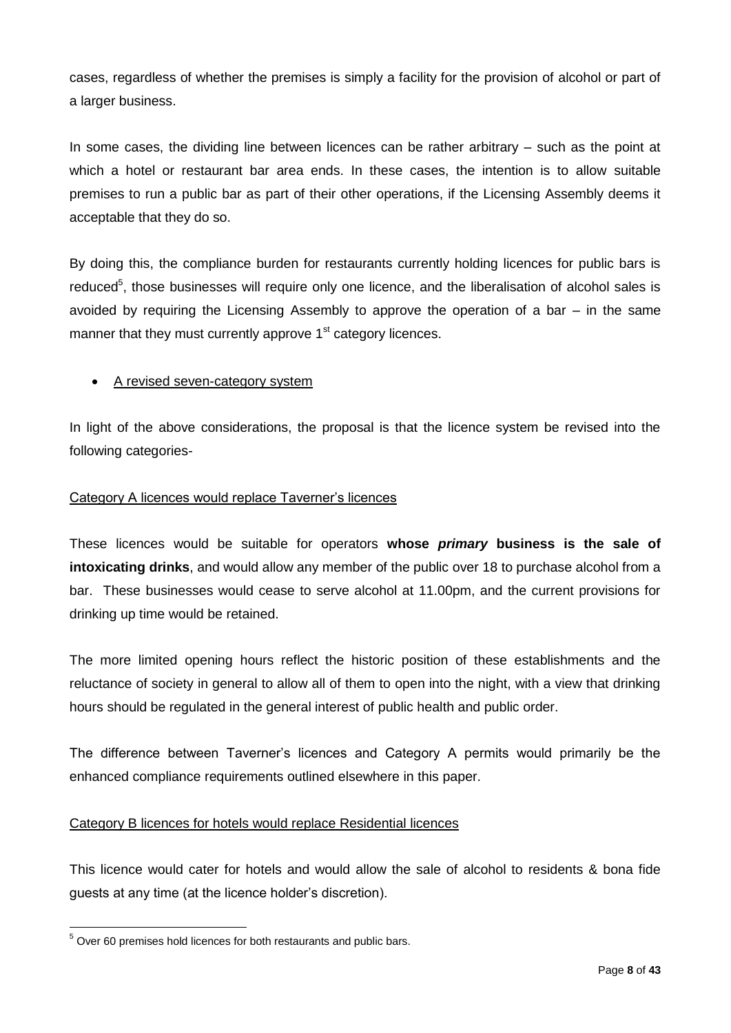cases, regardless of whether the premises is simply a facility for the provision of alcohol or part of a larger business.

In some cases, the dividing line between licences can be rather arbitrary – such as the point at which a hotel or restaurant bar area ends. In these cases, the intention is to allow suitable premises to run a public bar as part of their other operations, if the Licensing Assembly deems it acceptable that they do so.

By doing this, the compliance burden for restaurants currently holding licences for public bars is reduced[5], those businesses will require only one licence, and the liberalisation of alcohol sales is avoided by requiring the Licensing Assembly to approve the operation of a bar – in the same manner that they must currently approve 1st category licences.

- A revised seven-category system

In light of the above considerations, the proposal is that the licence system be revised into the following categories-

Category A licences would replace Taverner's licences

These licences would be suitable for operators **whose *primary* business is the sale of intoxicating drinks**, and would allow any member of the public over 18 to purchase alcohol from a bar. These businesses would cease to serve alcohol at 11.00pm, and the current provisions for drinking up time would be retained.

The more limited opening hours reflect the historic position of these establishments and the reluctance of society in general to allow all of them to open into the night, with a view that drinking hours should be regulated in the general interest of public health and public order.

The difference between Taverner's licences and Category A permits would primarily be the enhanced compliance requirements outlined elsewhere in this paper.

Category B licences for hotels would replace Residential licences

This licence would cater for hotels and would allow the sale of alcohol to residents & bona fide guests at any time (at the licence holder's discretion).

[5] Over 60 premises hold licences for both restaurants and public bars.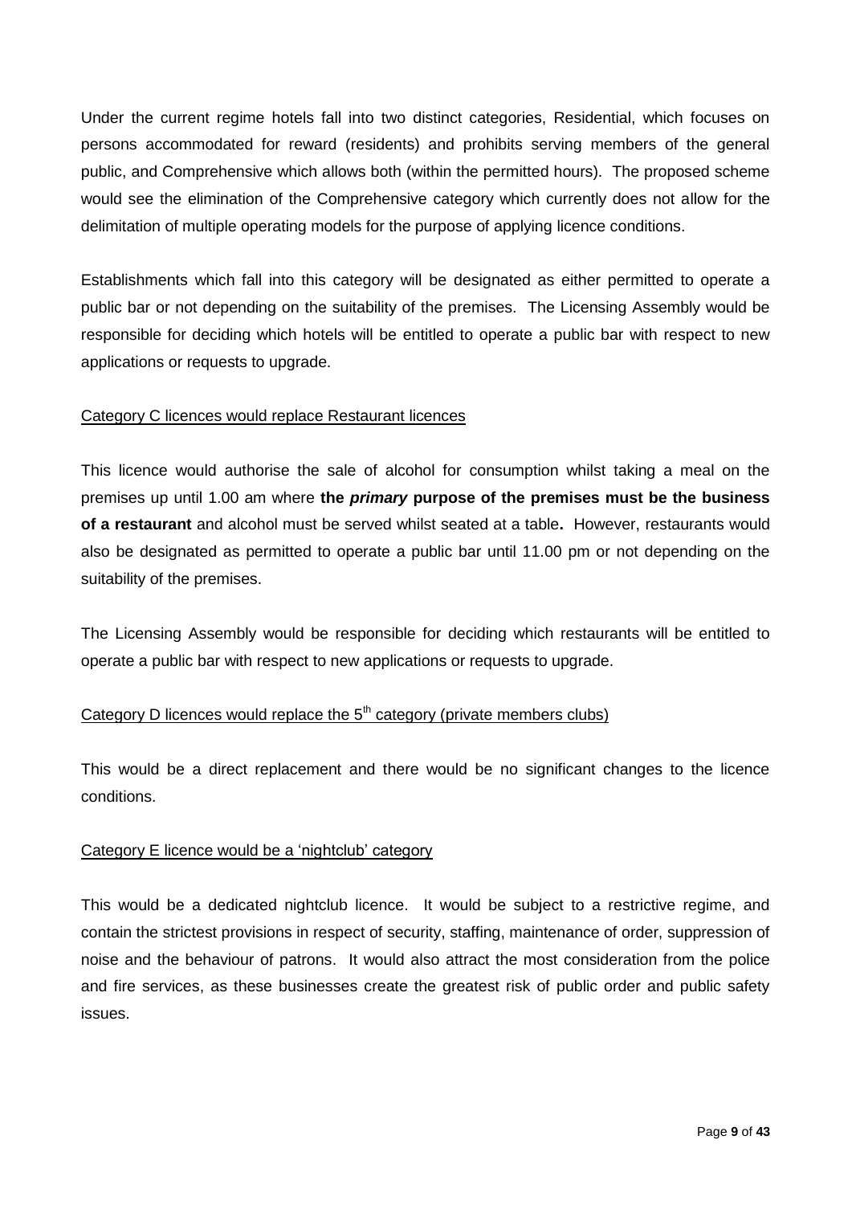Under the current regime hotels fall into two distinct categories, Residential, which focuses on persons accommodated for reward (residents) and prohibits serving members of the general public, and Comprehensive which allows both (within the permitted hours). The proposed scheme would see the elimination of the Comprehensive category which currently does not allow for the delimitation of multiple operating models for the purpose of applying licence conditions.

Establishments which fall into this category will be designated as either permitted to operate a public bar or not depending on the suitability of the premises. The Licensing Assembly would be responsible for deciding which hotels will be entitled to operate a public bar with respect to new applications or requests to upgrade.

<u>Category C licences would replace Restaurant licences</u>

This licence would authorise the sale of alcohol for consumption whilst taking a meal on the premises up until 1.00 am where **the *primary* purpose of the premises must be the business of a restaurant** and alcohol must be served whilst seated at a table**.** However, restaurants would also be designated as permitted to operate a public bar until 11.00 pm or not depending on the suitability of the premises.

The Licensing Assembly would be responsible for deciding which restaurants will be entitled to operate a public bar with respect to new applications or requests to upgrade.

<u>Category D licences would replace the 5th category (private members clubs)</u>

This would be a direct replacement and there would be no significant changes to the licence conditions.

<u>Category E licence would be a 'nightclub' category</u>

This would be a dedicated nightclub licence. It would be subject to a restrictive regime, and contain the strictest provisions in respect of security, staffing, maintenance of order, suppression of noise and the behaviour of patrons. It would also attract the most consideration from the police and fire services, as these businesses create the greatest risk of public order and public safety issues.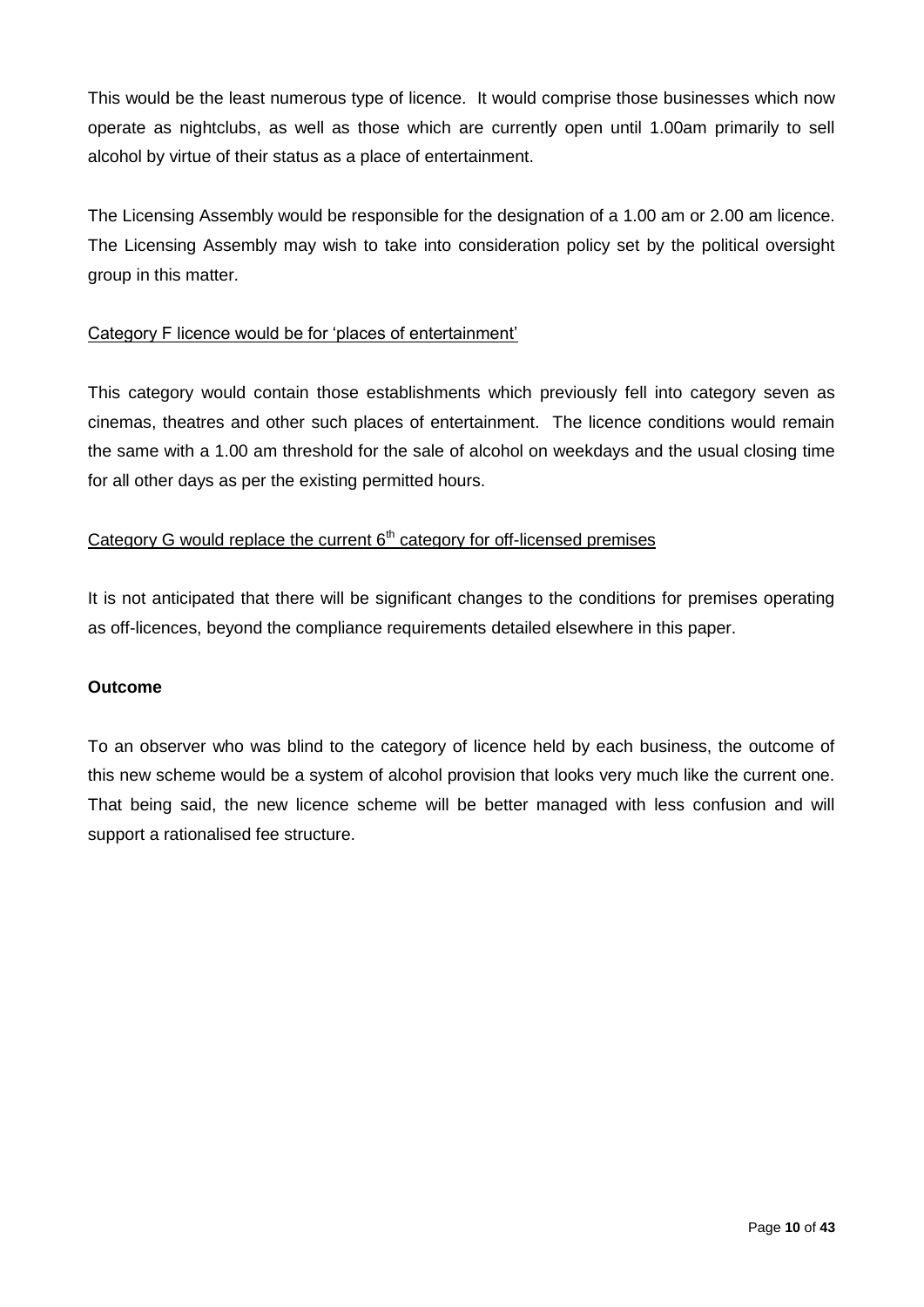This would be the least numerous type of licence. It would comprise those businesses which now operate as nightclubs, as well as those which are currently open until 1.00am primarily to sell alcohol by virtue of their status as a place of entertainment.

The Licensing Assembly would be responsible for the designation of a 1.00 am or 2.00 am licence. The Licensing Assembly may wish to take into consideration policy set by the political oversight group in this matter.

Category F licence would be for 'places of entertainment'

This category would contain those establishments which previously fell into category seven as cinemas, theatres and other such places of entertainment. The licence conditions would remain the same with a 1.00 am threshold for the sale of alcohol on weekdays and the usual closing time for all other days as per the existing permitted hours.

Category G would replace the current 6th category for off-licensed premises

It is not anticipated that there will be significant changes to the conditions for premises operating as off-licences, beyond the compliance requirements detailed elsewhere in this paper.

**Outcome**

To an observer who was blind to the category of licence held by each business, the outcome of this new scheme would be a system of alcohol provision that looks very much like the current one. That being said, the new licence scheme will be better managed with less confusion and will support a rationalised fee structure.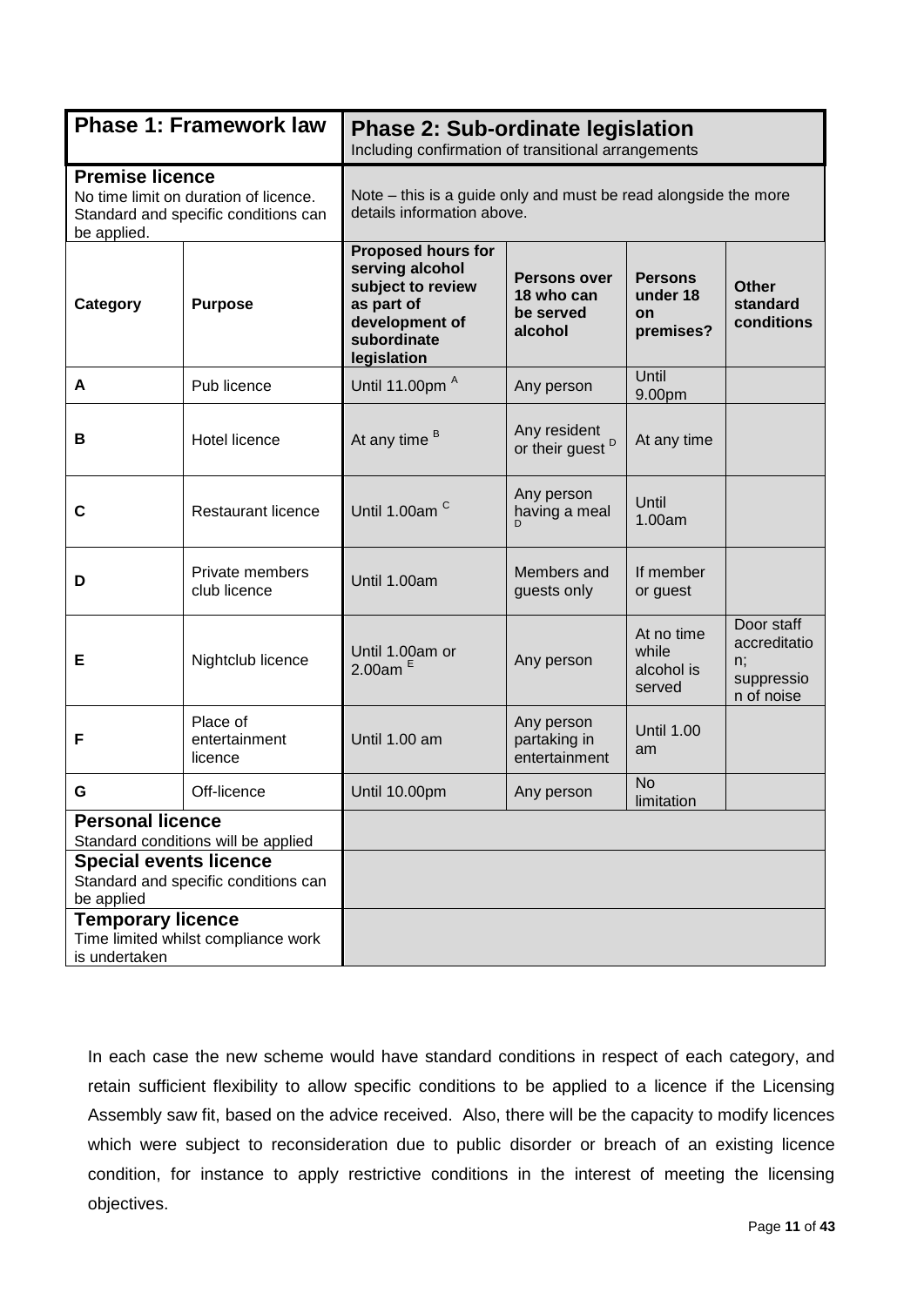| Phase 1: Framework law | | Phase 2: Sub-ordinate legislation<br>Including confirmation of transitional arrangements | | | |
|---|---|---|---|---|---|
| **Premise licence**<br>No time limit on duration of licence. Standard and specific conditions can be applied. | | Note – this is a guide only and must be read alongside the more details information above. | | | |
| **Category** | **Purpose** | **Proposed hours for serving alcohol subject to review as part of development of subordinate legislation** | **Persons over 18 who can be served alcohol** | **Persons under 18 on premises?** | **Other standard conditions** |
| **A** | Pub licence | Until 11.00pm [A] | Any person | Until 9.00pm | |
| **B** | Hotel licence | At any time [B] | Any resident or their guest [D] | At any time | |
| **C** | Restaurant licence | Until 1.00am [C] | Any person having a meal [D] | Until 1.00am | |
| **D** | Private members club licence | Until 1.00am | Members and guests only | If member or guest | |
| **E** | Nightclub licence | Until 1.00am or 2.00am [E] | Any person | At no time while alcohol is served | Door staff accreditation; suppression of noise |
| **F** | Place of entertainment licence | Until 1.00 am | Any person partaking in entertainment | Until 1.00 am | |
| **G** | Off-licence | Until 10.00pm | Any person | No limitation | |
| **Personal licence**<br>Standard conditions will be applied | | | | | |
| **Special events licence**<br>Standard and specific conditions can be applied | | | | | |
| **Temporary licence**<br>Time limited whilst compliance work is undertaken | | | | | |

In each case the new scheme would have standard conditions in respect of each category, and retain sufficient flexibility to allow specific conditions to be applied to a licence if the Licensing Assembly saw fit, based on the advice received. Also, there will be the capacity to modify licences which were subject to reconsideration due to public disorder or breach of an existing licence condition, for instance to apply restrictive conditions in the interest of meeting the licensing objectives.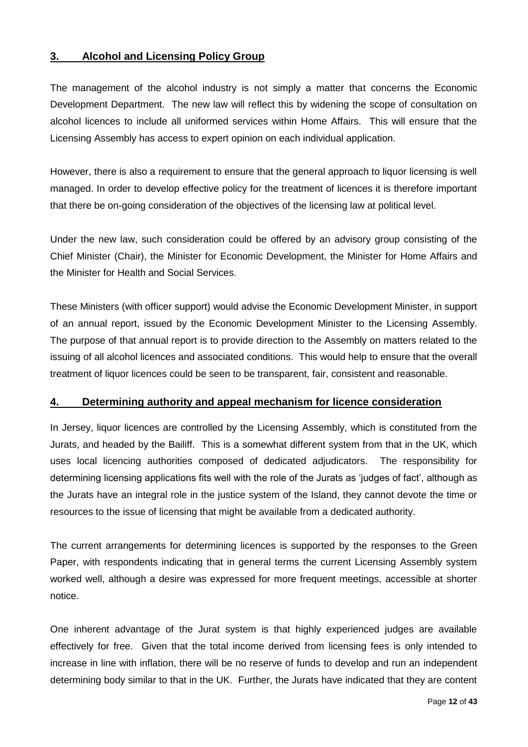## 3. Alcohol and Licensing Policy Group

The management of the alcohol industry is not simply a matter that concerns the Economic Development Department. The new law will reflect this by widening the scope of consultation on alcohol licences to include all uniformed services within Home Affairs. This will ensure that the Licensing Assembly has access to expert opinion on each individual application.

However, there is also a requirement to ensure that the general approach to liquor licensing is well managed. In order to develop effective policy for the treatment of licences it is therefore important that there be on-going consideration of the objectives of the licensing law at political level.

Under the new law, such consideration could be offered by an advisory group consisting of the Chief Minister (Chair), the Minister for Economic Development, the Minister for Home Affairs and the Minister for Health and Social Services.

These Ministers (with officer support) would advise the Economic Development Minister, in support of an annual report, issued by the Economic Development Minister to the Licensing Assembly. The purpose of that annual report is to provide direction to the Assembly on matters related to the issuing of all alcohol licences and associated conditions. This would help to ensure that the overall treatment of liquor licences could be seen to be transparent, fair, consistent and reasonable.

## 4. Determining authority and appeal mechanism for licence consideration

In Jersey, liquor licences are controlled by the Licensing Assembly, which is constituted from the Jurats, and headed by the Bailiff. This is a somewhat different system from that in the UK, which uses local licencing authorities composed of dedicated adjudicators. The responsibility for determining licensing applications fits well with the role of the Jurats as 'judges of fact', although as the Jurats have an integral role in the justice system of the Island, they cannot devote the time or resources to the issue of licensing that might be available from a dedicated authority.

The current arrangements for determining licences is supported by the responses to the Green Paper, with respondents indicating that in general terms the current Licensing Assembly system worked well, although a desire was expressed for more frequent meetings, accessible at shorter notice.

One inherent advantage of the Jurat system is that highly experienced judges are available effectively for free. Given that the total income derived from licensing fees is only intended to increase in line with inflation, there will be no reserve of funds to develop and run an independent determining body similar to that in the UK. Further, the Jurats have indicated that they are content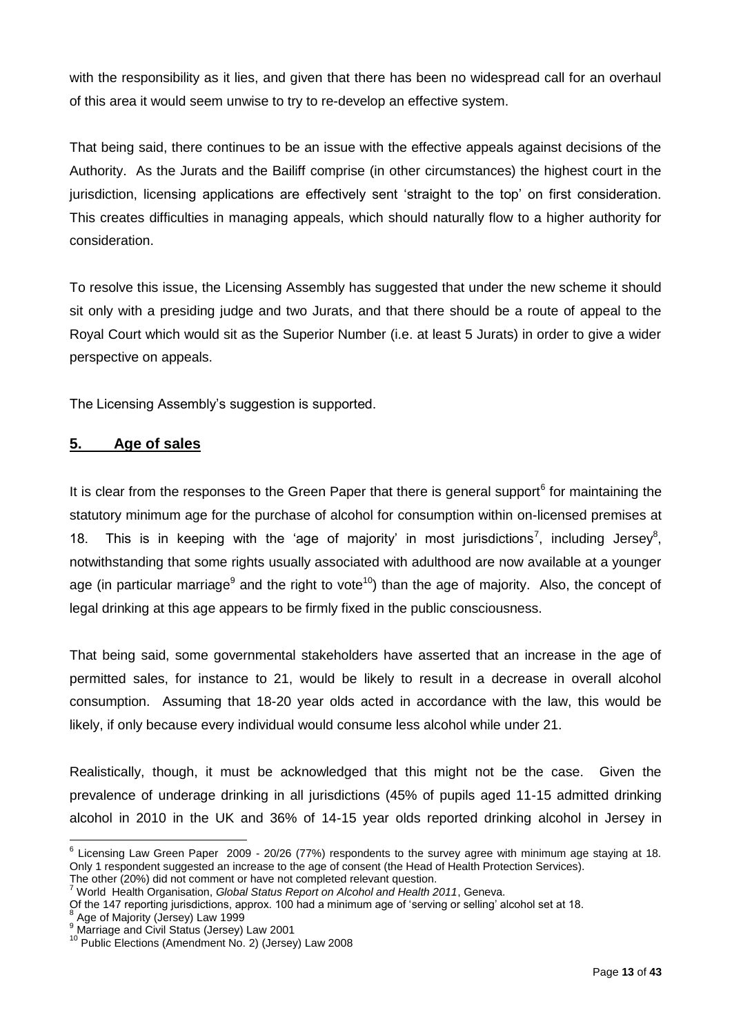with the responsibility as it lies, and given that there has been no widespread call for an overhaul of this area it would seem unwise to try to re-develop an effective system.

That being said, there continues to be an issue with the effective appeals against decisions of the Authority. As the Jurats and the Bailiff comprise (in other circumstances) the highest court in the jurisdiction, licensing applications are effectively sent 'straight to the top' on first consideration. This creates difficulties in managing appeals, which should naturally flow to a higher authority for consideration.

To resolve this issue, the Licensing Assembly has suggested that under the new scheme it should sit only with a presiding judge and two Jurats, and that there should be a route of appeal to the Royal Court which would sit as the Superior Number (i.e. at least 5 Jurats) in order to give a wider perspective on appeals.

The Licensing Assembly's suggestion is supported.

## 5. Age of sales

It is clear from the responses to the Green Paper that there is general support[6] for maintaining the statutory minimum age for the purchase of alcohol for consumption within on-licensed premises at 18. This is in keeping with the 'age of majority' in most jurisdictions[7], including Jersey[8], notwithstanding that some rights usually associated with adulthood are now available at a younger age (in particular marriage[9] and the right to vote[10]) than the age of majority. Also, the concept of legal drinking at this age appears to be firmly fixed in the public consciousness.

That being said, some governmental stakeholders have asserted that an increase in the age of permitted sales, for instance to 21, would be likely to result in a decrease in overall alcohol consumption. Assuming that 18-20 year olds acted in accordance with the law, this would be likely, if only because every individual would consume less alcohol while under 21.

Realistically, though, it must be acknowledged that this might not be the case. Given the prevalence of underage drinking in all jurisdictions (45% of pupils aged 11-15 admitted drinking alcohol in 2010 in the UK and 36% of 14-15 year olds reported drinking alcohol in Jersey in

---

[6] Licensing Law Green Paper 2009 - 20/26 (77%) respondents to the survey agree with minimum age staying at 18. Only 1 respondent suggested an increase to the age of consent (the Head of Health Protection Services). The other (20%) did not comment or have not completed relevant question.

[7] World Health Organisation, *Global Status Report on Alcohol and Health 2011*, Geneva. Of the 147 reporting jurisdictions, approx. 100 had a minimum age of 'serving or selling' alcohol set at 18.

[8] Age of Majority (Jersey) Law 1999

[9] Marriage and Civil Status (Jersey) Law 2001

[10] Public Elections (Amendment No. 2) (Jersey) Law 2008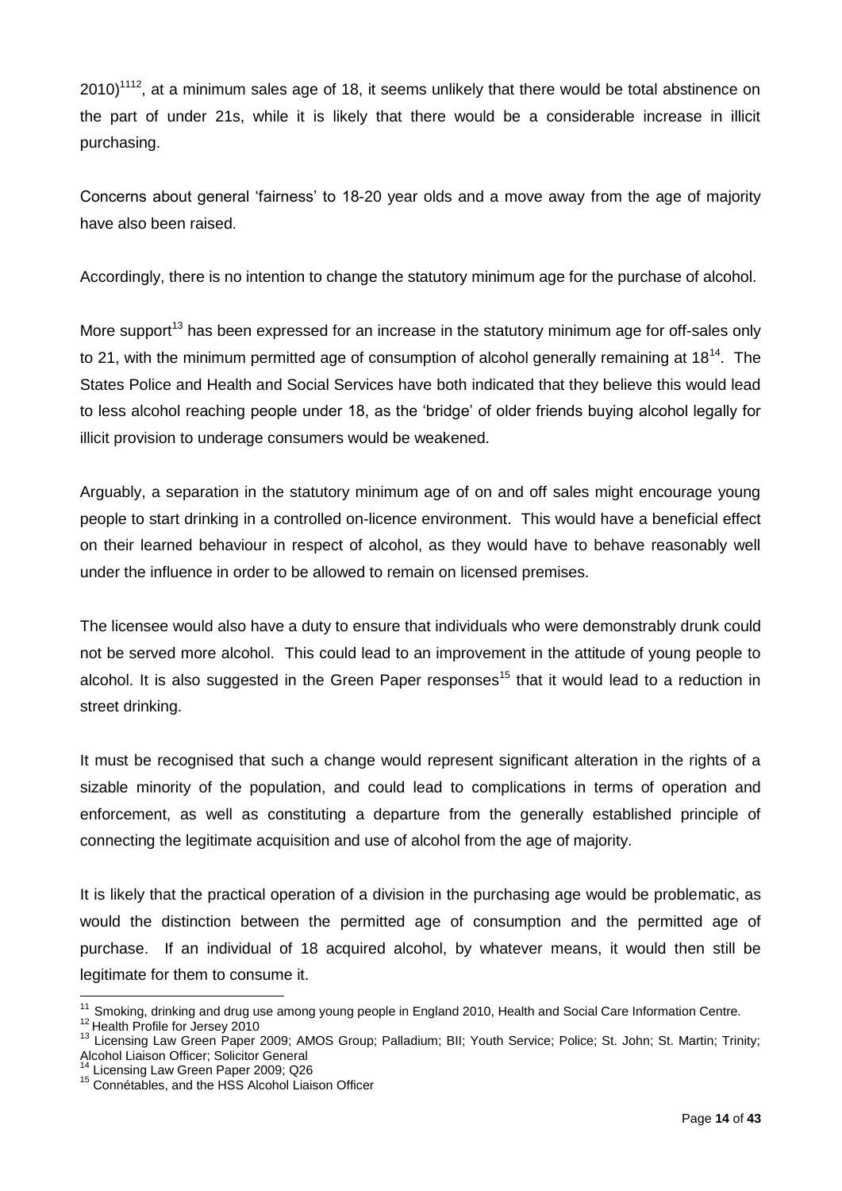2010)[11][12], at a minimum sales age of 18, it seems unlikely that there would be total abstinence on the part of under 21s, while it is likely that there would be a considerable increase in illicit purchasing.

Concerns about general 'fairness' to 18-20 year olds and a move away from the age of majority have also been raised.

Accordingly, there is no intention to change the statutory minimum age for the purchase of alcohol.

More support[13] has been expressed for an increase in the statutory minimum age for off-sales only to 21, with the minimum permitted age of consumption of alcohol generally remaining at 18[14]. The States Police and Health and Social Services have both indicated that they believe this would lead to less alcohol reaching people under 18, as the 'bridge' of older friends buying alcohol legally for illicit provision to underage consumers would be weakened.

Arguably, a separation in the statutory minimum age of on and off sales might encourage young people to start drinking in a controlled on-licence environment. This would have a beneficial effect on their learned behaviour in respect of alcohol, as they would have to behave reasonably well under the influence in order to be allowed to remain on licensed premises.

The licensee would also have a duty to ensure that individuals who were demonstrably drunk could not be served more alcohol. This could lead to an improvement in the attitude of young people to alcohol. It is also suggested in the Green Paper responses[15] that it would lead to a reduction in street drinking.

It must be recognised that such a change would represent significant alteration in the rights of a sizable minority of the population, and could lead to complications in terms of operation and enforcement, as well as constituting a departure from the generally established principle of connecting the legitimate acquisition and use of alcohol from the age of majority.

It is likely that the practical operation of a division in the purchasing age would be problematic, as would the distinction between the permitted age of consumption and the permitted age of purchase. If an individual of 18 acquired alcohol, by whatever means, it would then still be legitimate for them to consume it.

---

[11] Smoking, drinking and drug use among young people in England 2010, Health and Social Care Information Centre.
[12] Health Profile for Jersey 2010
[13] Licensing Law Green Paper 2009; AMOS Group; Palladium; BII; Youth Service; Police; St. John; St. Martin; Trinity; Alcohol Liaison Officer; Solicitor General
[14] Licensing Law Green Paper 2009; Q26
[15] Connétables, and the HSS Alcohol Liaison Officer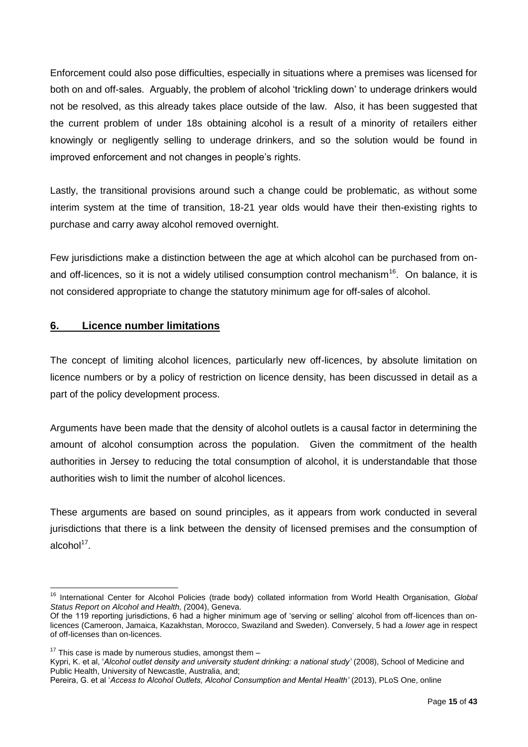Enforcement could also pose difficulties, especially in situations where a premises was licensed for both on and off-sales. Arguably, the problem of alcohol 'trickling down' to underage drinkers would not be resolved, as this already takes place outside of the law. Also, it has been suggested that the current problem of under 18s obtaining alcohol is a result of a minority of retailers either knowingly or negligently selling to underage drinkers, and so the solution would be found in improved enforcement and not changes in people's rights.

Lastly, the transitional provisions around such a change could be problematic, as without some interim system at the time of transition, 18-21 year olds would have their then-existing rights to purchase and carry away alcohol removed overnight.

Few jurisdictions make a distinction between the age at which alcohol can be purchased from on- and off-licences, so it is not a widely utilised consumption control mechanism[16]. On balance, it is not considered appropriate to change the statutory minimum age for off-sales of alcohol.

## **6. Licence number limitations**

The concept of limiting alcohol licences, particularly new off-licences, by absolute limitation on licence numbers or by a policy of restriction on licence density, has been discussed in detail as a part of the policy development process.

Arguments have been made that the density of alcohol outlets is a causal factor in determining the amount of alcohol consumption across the population. Given the commitment of the health authorities in Jersey to reducing the total consumption of alcohol, it is understandable that those authorities wish to limit the number of alcohol licences.

These arguments are based on sound principles, as it appears from work conducted in several jurisdictions that there is a link between the density of licensed premises and the consumption of alcohol[17].

---

[16] International Center for Alcohol Policies (trade body) collated information from World Health Organisation, *Global Status Report on Alcohol and Health, (*2004), Geneva.
Of the 119 reporting jurisdictions, 6 had a higher minimum age of 'serving or selling' alcohol from off-licences than on-licences (Cameroon, Jamaica, Kazakhstan, Morocco, Swaziland and Sweden). Conversely, 5 had a *lower* age in respect of off-licenses than on-licences.

[17] This case is made by numerous studies, amongst them –
Kypri, K. et al, '*Alcohol outlet density and university student drinking: a national study'* (2008), School of Medicine and Public Health, University of Newcastle, Australia, and;
Pereira, G. et al '*Access to Alcohol Outlets, Alcohol Consumption and Mental Health'* (2013), PLoS One, online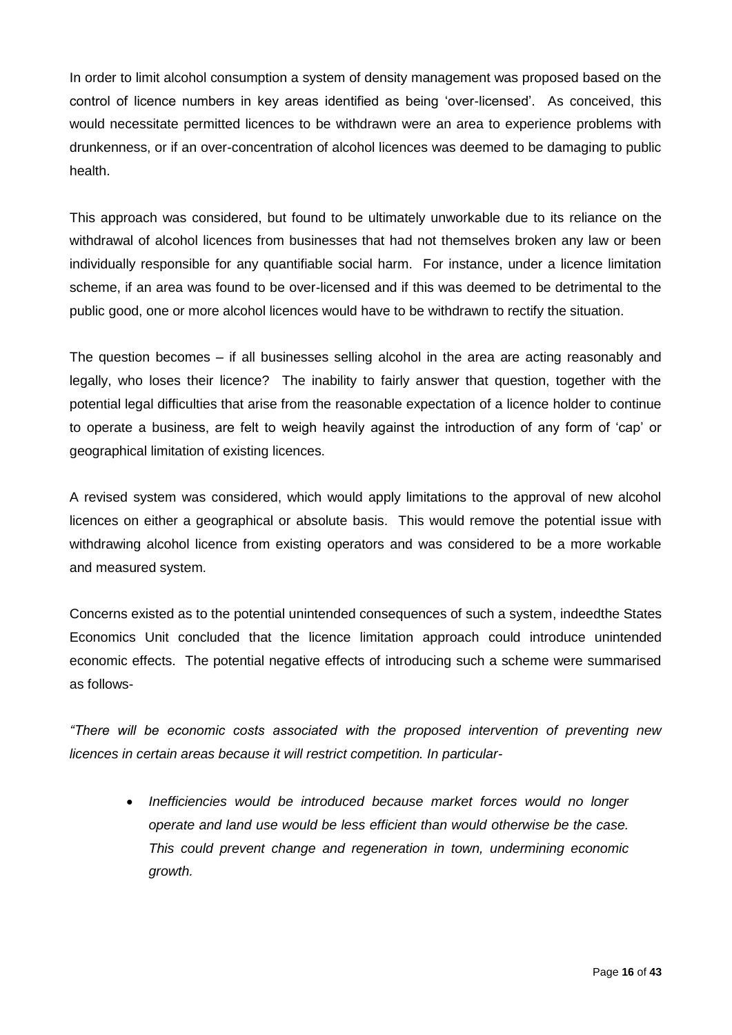In order to limit alcohol consumption a system of density management was proposed based on the control of licence numbers in key areas identified as being 'over-licensed'. As conceived, this would necessitate permitted licences to be withdrawn were an area to experience problems with drunkenness, or if an over-concentration of alcohol licences was deemed to be damaging to public health.

This approach was considered, but found to be ultimately unworkable due to its reliance on the withdrawal of alcohol licences from businesses that had not themselves broken any law or been individually responsible for any quantifiable social harm. For instance, under a licence limitation scheme, if an area was found to be over-licensed and if this was deemed to be detrimental to the public good, one or more alcohol licences would have to be withdrawn to rectify the situation.

The question becomes – if all businesses selling alcohol in the area are acting reasonably and legally, who loses their licence? The inability to fairly answer that question, together with the potential legal difficulties that arise from the reasonable expectation of a licence holder to continue to operate a business, are felt to weigh heavily against the introduction of any form of 'cap' or geographical limitation of existing licences.

A revised system was considered, which would apply limitations to the approval of new alcohol licences on either a geographical or absolute basis. This would remove the potential issue with withdrawing alcohol licence from existing operators and was considered to be a more workable and measured system.

Concerns existed as to the potential unintended consequences of such a system, indeedthe States Economics Unit concluded that the licence limitation approach could introduce unintended economic effects. The potential negative effects of introducing such a scheme were summarised as follows-

*"There will be economic costs associated with the proposed intervention of preventing new licences in certain areas because it will restrict competition. In particular-*

- *Inefficiencies would be introduced because market forces would no longer operate and land use would be less efficient than would otherwise be the case. This could prevent change and regeneration in town, undermining economic growth.*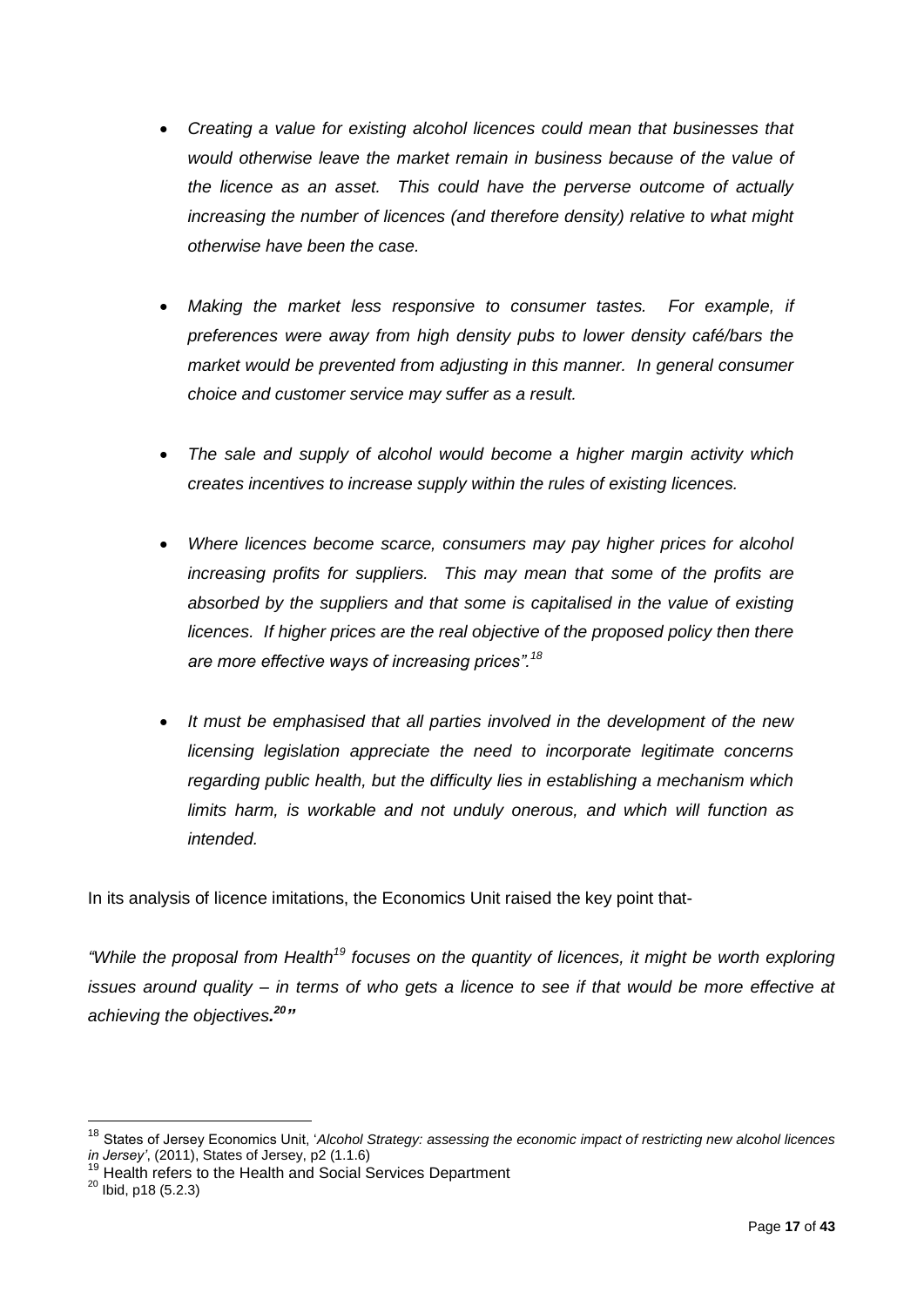- *Creating a value for existing alcohol licences could mean that businesses that would otherwise leave the market remain in business because of the value of the licence as an asset. This could have the perverse outcome of actually increasing the number of licences (and therefore density) relative to what might otherwise have been the case.*

- *Making the market less responsive to consumer tastes. For example, if preferences were away from high density pubs to lower density café/bars the market would be prevented from adjusting in this manner. In general consumer choice and customer service may suffer as a result.*

- *The sale and supply of alcohol would become a higher margin activity which creates incentives to increase supply within the rules of existing licences.*

- *Where licences become scarce, consumers may pay higher prices for alcohol increasing profits for suppliers. This may mean that some of the profits are absorbed by the suppliers and that some is capitalised in the value of existing licences. If higher prices are the real objective of the proposed policy then there are more effective ways of increasing prices".*[18]

- *It must be emphasised that all parties involved in the development of the new licensing legislation appreciate the need to incorporate legitimate concerns regarding public health, but the difficulty lies in establishing a mechanism which limits harm, is workable and not unduly onerous, and which will function as intended.*

In its analysis of licence imitations, the Economics Unit raised the key point that-

*"While the proposal from Health*[19] *focuses on the quantity of licences, it might be worth exploring issues around quality – in terms of who gets a licence to see if that would be more effective at achieving the objectives.*[20]*"*

---

[18] States of Jersey Economics Unit, '*Alcohol Strategy: assessing the economic impact of restricting new alcohol licences in Jersey*', (2011), States of Jersey, p2 (1.1.6)

[19] Health refers to the Health and Social Services Department

[20] Ibid, p18 (5.2.3)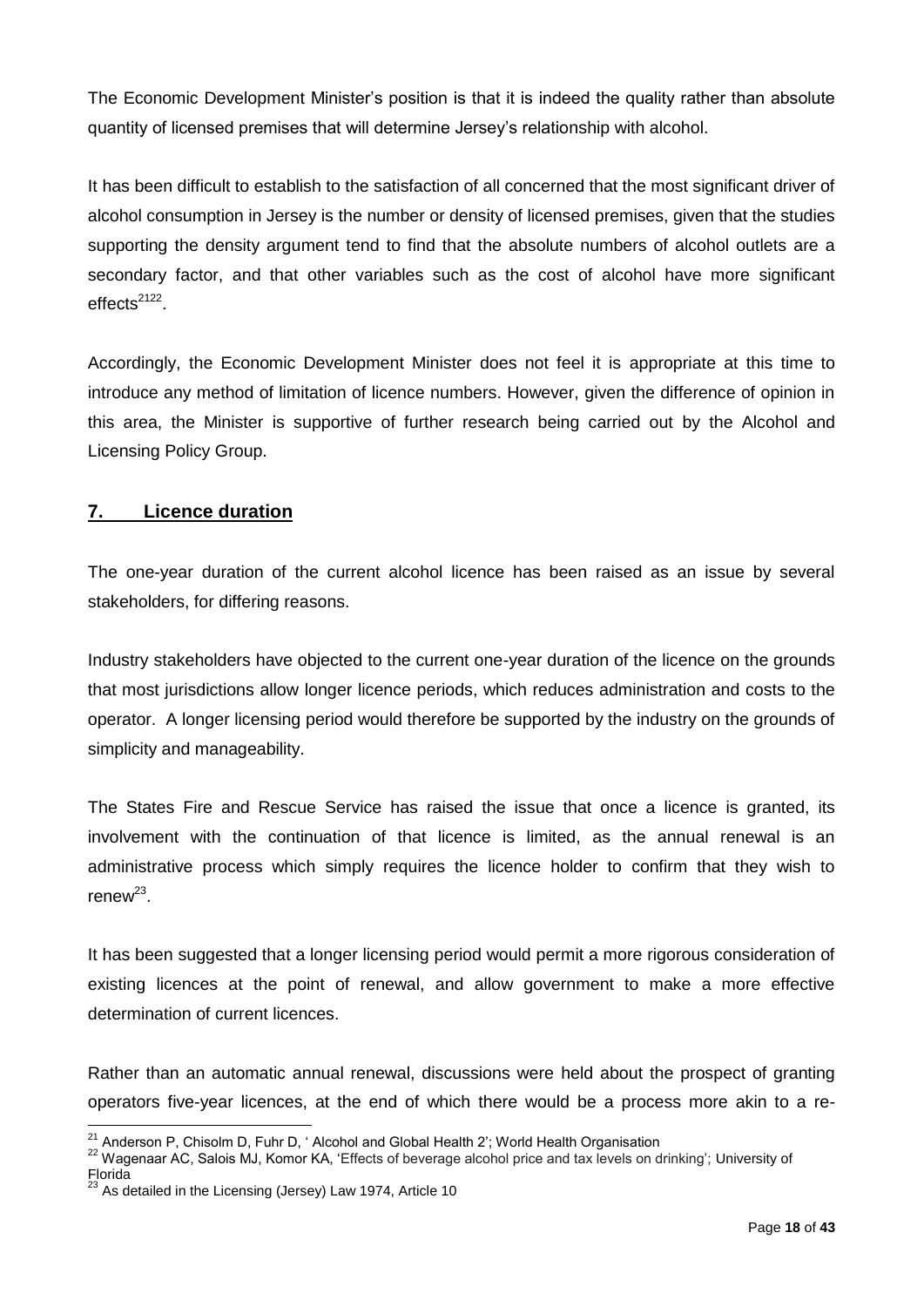The Economic Development Minister's position is that it is indeed the quality rather than absolute quantity of licensed premises that will determine Jersey's relationship with alcohol.

It has been difficult to establish to the satisfaction of all concerned that the most significant driver of alcohol consumption in Jersey is the number or density of licensed premises, given that the studies supporting the density argument tend to find that the absolute numbers of alcohol outlets are a secondary factor, and that other variables such as the cost of alcohol have more significant effects[21][22].

Accordingly, the Economic Development Minister does not feel it is appropriate at this time to introduce any method of limitation of licence numbers. However, given the difference of opinion in this area, the Minister is supportive of further research being carried out by the Alcohol and Licensing Policy Group.

## 7. Licence duration

The one-year duration of the current alcohol licence has been raised as an issue by several stakeholders, for differing reasons.

Industry stakeholders have objected to the current one-year duration of the licence on the grounds that most jurisdictions allow longer licence periods, which reduces administration and costs to the operator. A longer licensing period would therefore be supported by the industry on the grounds of simplicity and manageability.

The States Fire and Rescue Service has raised the issue that once a licence is granted, its involvement with the continuation of that licence is limited, as the annual renewal is an administrative process which simply requires the licence holder to confirm that they wish to renew[23].

It has been suggested that a longer licensing period would permit a more rigorous consideration of existing licences at the point of renewal, and allow government to make a more effective determination of current licences.

Rather than an automatic annual renewal, discussions were held about the prospect of granting operators five-year licences, at the end of which there would be a process more akin to a re-

---

[21] Anderson P, Chisolm D, Fuhr D, ' Alcohol and Global Health 2'; World Health Organisation

[22] Wagenaar AC, Salois MJ, Komor KA, 'Effects of beverage alcohol price and tax levels on drinking'; University of Florida

[23] As detailed in the Licensing (Jersey) Law 1974, Article 10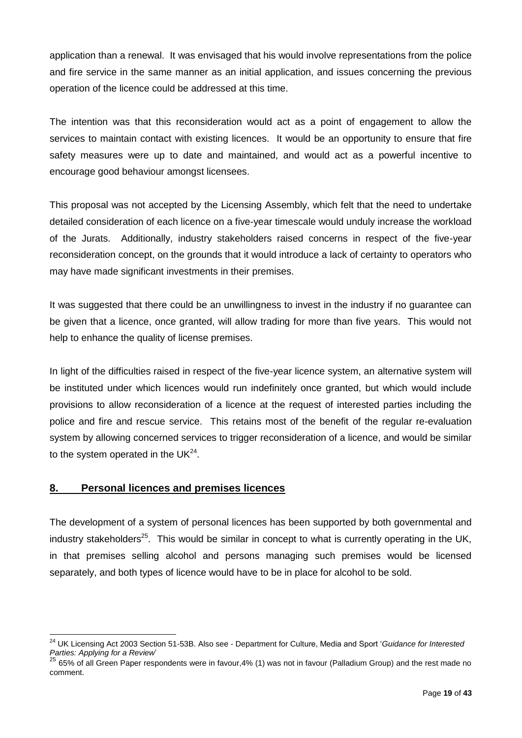application than a renewal. It was envisaged that his would involve representations from the police and fire service in the same manner as an initial application, and issues concerning the previous operation of the licence could be addressed at this time.

The intention was that this reconsideration would act as a point of engagement to allow the services to maintain contact with existing licences. It would be an opportunity to ensure that fire safety measures were up to date and maintained, and would act as a powerful incentive to encourage good behaviour amongst licensees.

This proposal was not accepted by the Licensing Assembly, which felt that the need to undertake detailed consideration of each licence on a five-year timescale would unduly increase the workload of the Jurats. Additionally, industry stakeholders raised concerns in respect of the five-year reconsideration concept, on the grounds that it would introduce a lack of certainty to operators who may have made significant investments in their premises.

It was suggested that there could be an unwillingness to invest in the industry if no guarantee can be given that a licence, once granted, will allow trading for more than five years. This would not help to enhance the quality of license premises.

In light of the difficulties raised in respect of the five-year licence system, an alternative system will be instituted under which licences would run indefinitely once granted, but which would include provisions to allow reconsideration of a licence at the request of interested parties including the police and fire and rescue service. This retains most of the benefit of the regular re-evaluation system by allowing concerned services to trigger reconsideration of a licence, and would be similar to the system operated in the UK[24].

## 8. Personal licences and premises licences

The development of a system of personal licences has been supported by both governmental and industry stakeholders[25]. This would be similar in concept to what is currently operating in the UK, in that premises selling alcohol and persons managing such premises would be licensed separately, and both types of licence would have to be in place for alcohol to be sold.

---

[24] UK Licensing Act 2003 Section 51-53B. Also see - Department for Culture, Media and Sport '*Guidance for Interested Parties: Applying for a Review*'

[25] 65% of all Green Paper respondents were in favour,4% (1) was not in favour (Palladium Group) and the rest made no comment.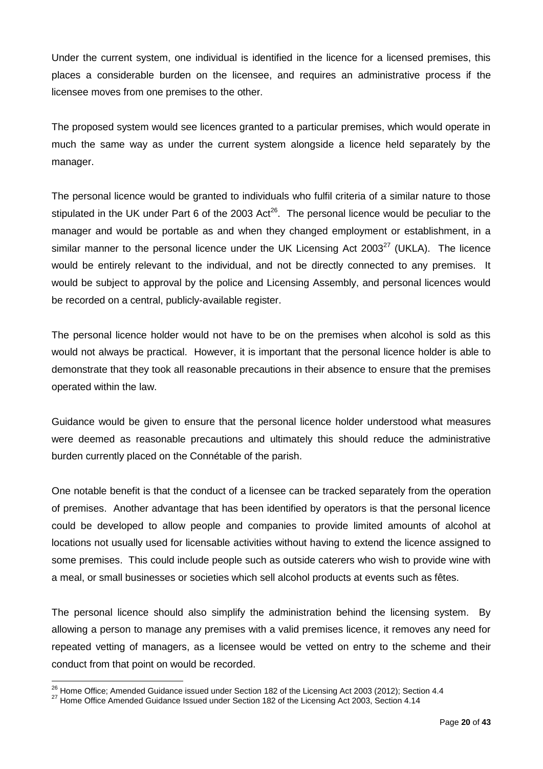Under the current system, one individual is identified in the licence for a licensed premises, this places a considerable burden on the licensee, and requires an administrative process if the licensee moves from one premises to the other.

The proposed system would see licences granted to a particular premises, which would operate in much the same way as under the current system alongside a licence held separately by the manager.

The personal licence would be granted to individuals who fulfil criteria of a similar nature to those stipulated in the UK under Part 6 of the 2003 Act[26]. The personal licence would be peculiar to the manager and would be portable as and when they changed employment or establishment, in a similar manner to the personal licence under the UK Licensing Act 2003[27] (UKLA). The licence would be entirely relevant to the individual, and not be directly connected to any premises. It would be subject to approval by the police and Licensing Assembly, and personal licences would be recorded on a central, publicly-available register.

The personal licence holder would not have to be on the premises when alcohol is sold as this would not always be practical. However, it is important that the personal licence holder is able to demonstrate that they took all reasonable precautions in their absence to ensure that the premises operated within the law.

Guidance would be given to ensure that the personal licence holder understood what measures were deemed as reasonable precautions and ultimately this should reduce the administrative burden currently placed on the Connétable of the parish.

One notable benefit is that the conduct of a licensee can be tracked separately from the operation of premises. Another advantage that has been identified by operators is that the personal licence could be developed to allow people and companies to provide limited amounts of alcohol at locations not usually used for licensable activities without having to extend the licence assigned to some premises. This could include people such as outside caterers who wish to provide wine with a meal, or small businesses or societies which sell alcohol products at events such as fêtes.

The personal licence should also simplify the administration behind the licensing system. By allowing a person to manage any premises with a valid premises licence, it removes any need for repeated vetting of managers, as a licensee would be vetted on entry to the scheme and their conduct from that point on would be recorded.

[26] Home Office; Amended Guidance issued under Section 182 of the Licensing Act 2003 (2012); Section 4.4

[27] Home Office Amended Guidance Issued under Section 182 of the Licensing Act 2003, Section 4.14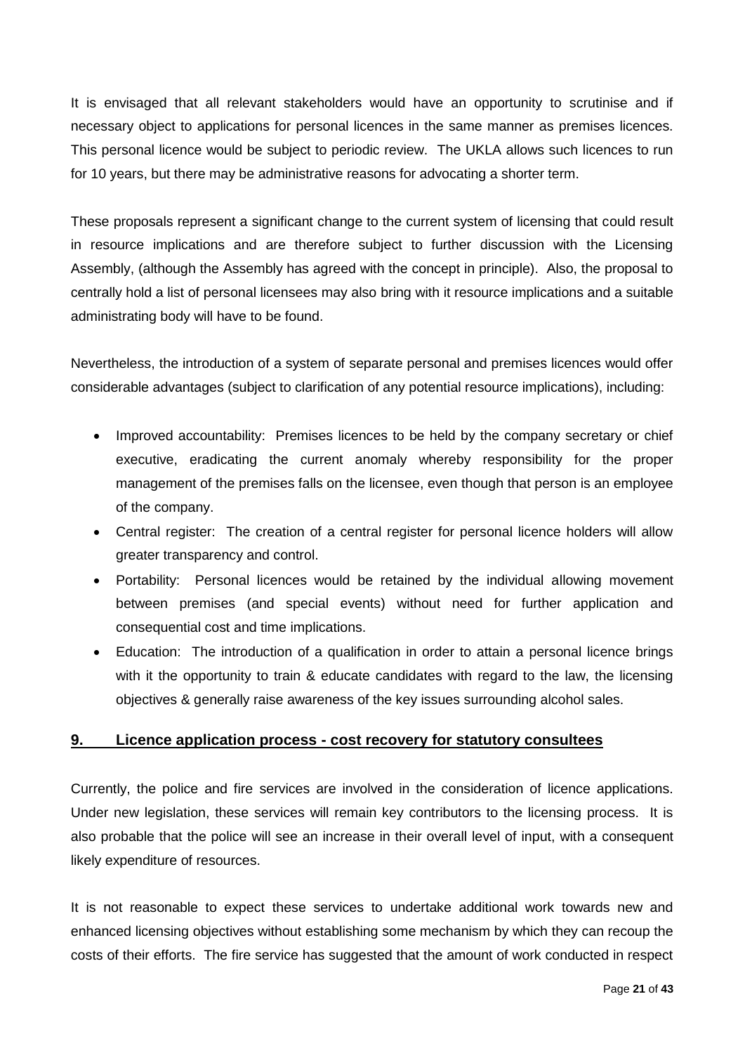It is envisaged that all relevant stakeholders would have an opportunity to scrutinise and if necessary object to applications for personal licences in the same manner as premises licences. This personal licence would be subject to periodic review. The UKLA allows such licences to run for 10 years, but there may be administrative reasons for advocating a shorter term.

These proposals represent a significant change to the current system of licensing that could result in resource implications and are therefore subject to further discussion with the Licensing Assembly, (although the Assembly has agreed with the concept in principle). Also, the proposal to centrally hold a list of personal licensees may also bring with it resource implications and a suitable administrating body will have to be found.

Nevertheless, the introduction of a system of separate personal and premises licences would offer considerable advantages (subject to clarification of any potential resource implications), including:

- Improved accountability: Premises licences to be held by the company secretary or chief executive, eradicating the current anomaly whereby responsibility for the proper management of the premises falls on the licensee, even though that person is an employee of the company.
- Central register: The creation of a central register for personal licence holders will allow greater transparency and control.
- Portability: Personal licences would be retained by the individual allowing movement between premises (and special events) without need for further application and consequential cost and time implications.
- Education: The introduction of a qualification in order to attain a personal licence brings with it the opportunity to train & educate candidates with regard to the law, the licensing objectives & generally raise awareness of the key issues surrounding alcohol sales.

## 9. Licence application process - cost recovery for statutory consultees

Currently, the police and fire services are involved in the consideration of licence applications. Under new legislation, these services will remain key contributors to the licensing process. It is also probable that the police will see an increase in their overall level of input, with a consequent likely expenditure of resources.

It is not reasonable to expect these services to undertake additional work towards new and enhanced licensing objectives without establishing some mechanism by which they can recoup the costs of their efforts. The fire service has suggested that the amount of work conducted in respect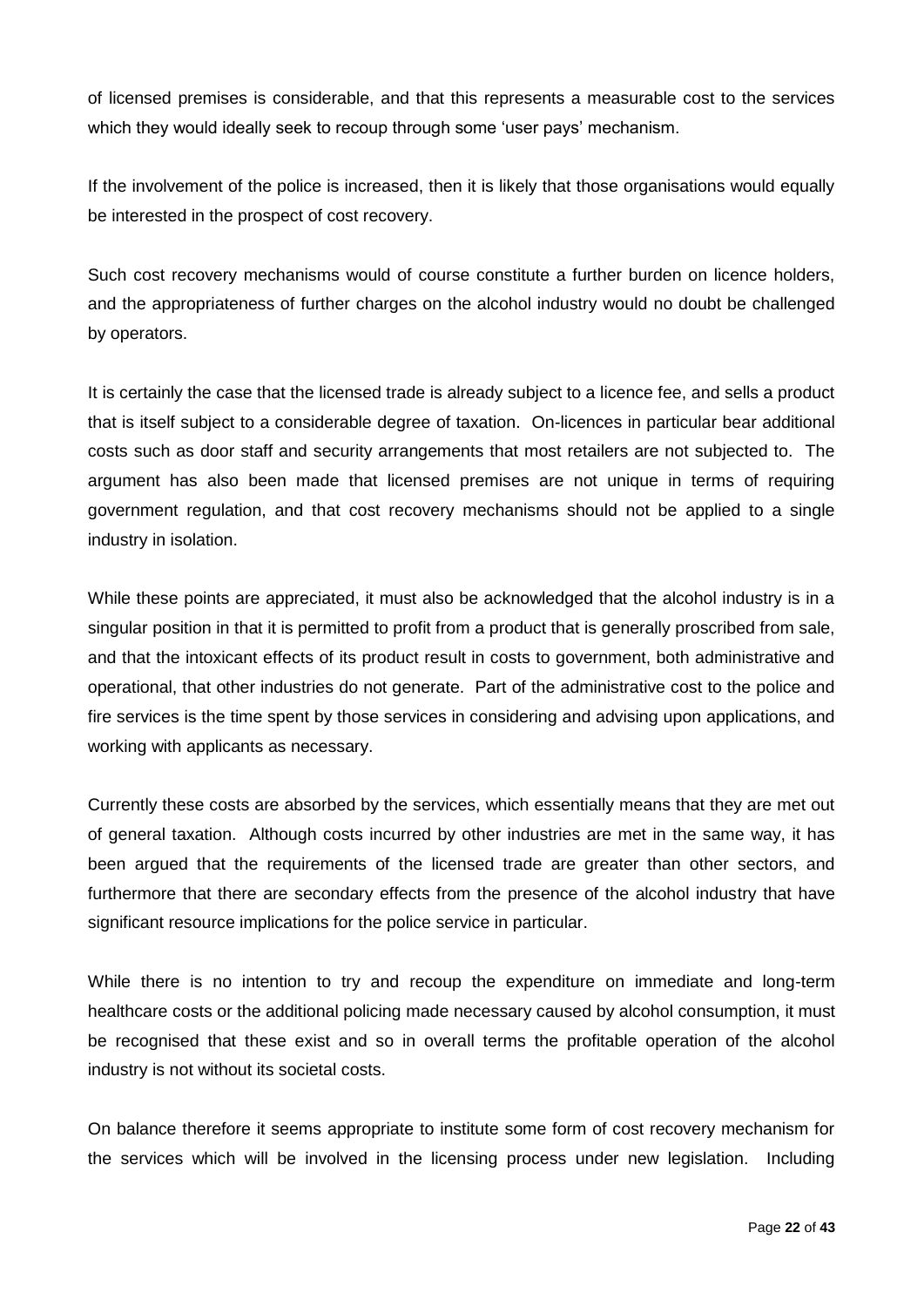of licensed premises is considerable, and that this represents a measurable cost to the services which they would ideally seek to recoup through some 'user pays' mechanism.

If the involvement of the police is increased, then it is likely that those organisations would equally be interested in the prospect of cost recovery.

Such cost recovery mechanisms would of course constitute a further burden on licence holders, and the appropriateness of further charges on the alcohol industry would no doubt be challenged by operators.

It is certainly the case that the licensed trade is already subject to a licence fee, and sells a product that is itself subject to a considerable degree of taxation. On-licences in particular bear additional costs such as door staff and security arrangements that most retailers are not subjected to. The argument has also been made that licensed premises are not unique in terms of requiring government regulation, and that cost recovery mechanisms should not be applied to a single industry in isolation.

While these points are appreciated, it must also be acknowledged that the alcohol industry is in a singular position in that it is permitted to profit from a product that is generally proscribed from sale, and that the intoxicant effects of its product result in costs to government, both administrative and operational, that other industries do not generate. Part of the administrative cost to the police and fire services is the time spent by those services in considering and advising upon applications, and working with applicants as necessary.

Currently these costs are absorbed by the services, which essentially means that they are met out of general taxation. Although costs incurred by other industries are met in the same way, it has been argued that the requirements of the licensed trade are greater than other sectors, and furthermore that there are secondary effects from the presence of the alcohol industry that have significant resource implications for the police service in particular.

While there is no intention to try and recoup the expenditure on immediate and long-term healthcare costs or the additional policing made necessary caused by alcohol consumption, it must be recognised that these exist and so in overall terms the profitable operation of the alcohol industry is not without its societal costs.

On balance therefore it seems appropriate to institute some form of cost recovery mechanism for the services which will be involved in the licensing process under new legislation. Including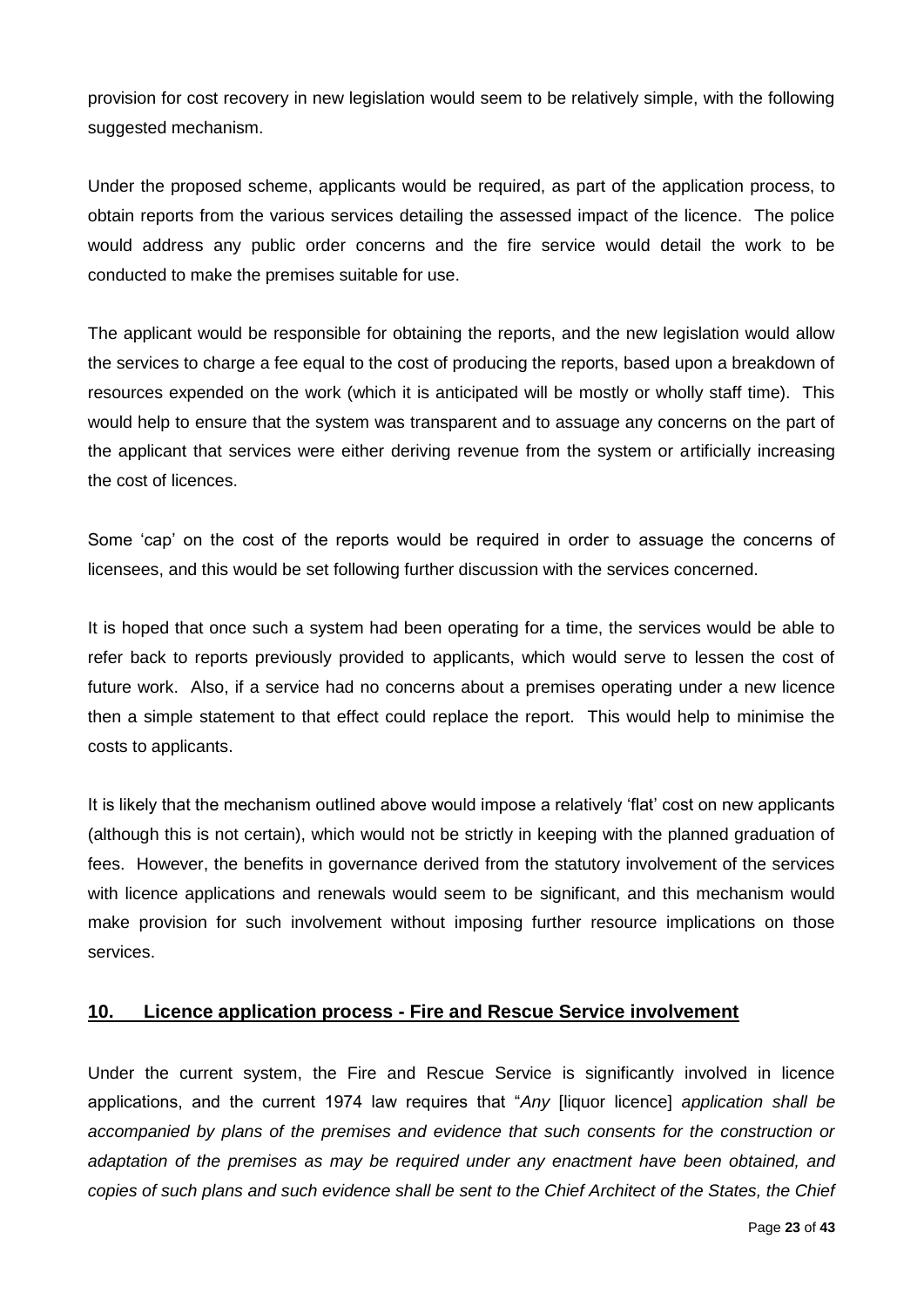provision for cost recovery in new legislation would seem to be relatively simple, with the following suggested mechanism.

Under the proposed scheme, applicants would be required, as part of the application process, to obtain reports from the various services detailing the assessed impact of the licence. The police would address any public order concerns and the fire service would detail the work to be conducted to make the premises suitable for use.

The applicant would be responsible for obtaining the reports, and the new legislation would allow the services to charge a fee equal to the cost of producing the reports, based upon a breakdown of resources expended on the work (which it is anticipated will be mostly or wholly staff time). This would help to ensure that the system was transparent and to assuage any concerns on the part of the applicant that services were either deriving revenue from the system or artificially increasing the cost of licences.

Some 'cap' on the cost of the reports would be required in order to assuage the concerns of licensees, and this would be set following further discussion with the services concerned.

It is hoped that once such a system had been operating for a time, the services would be able to refer back to reports previously provided to applicants, which would serve to lessen the cost of future work. Also, if a service had no concerns about a premises operating under a new licence then a simple statement to that effect could replace the report. This would help to minimise the costs to applicants.

It is likely that the mechanism outlined above would impose a relatively 'flat' cost on new applicants (although this is not certain), which would not be strictly in keeping with the planned graduation of fees. However, the benefits in governance derived from the statutory involvement of the services with licence applications and renewals would seem to be significant, and this mechanism would make provision for such involvement without imposing further resource implications on those services.

## 10. Licence application process - Fire and Rescue Service involvement

Under the current system, the Fire and Rescue Service is significantly involved in licence applications, and the current 1974 law requires that "*Any* [liquor licence] *application shall be accompanied by plans of the premises and evidence that such consents for the construction or adaptation of the premises as may be required under any enactment have been obtained, and copies of such plans and such evidence shall be sent to the Chief Architect of the States, the Chief*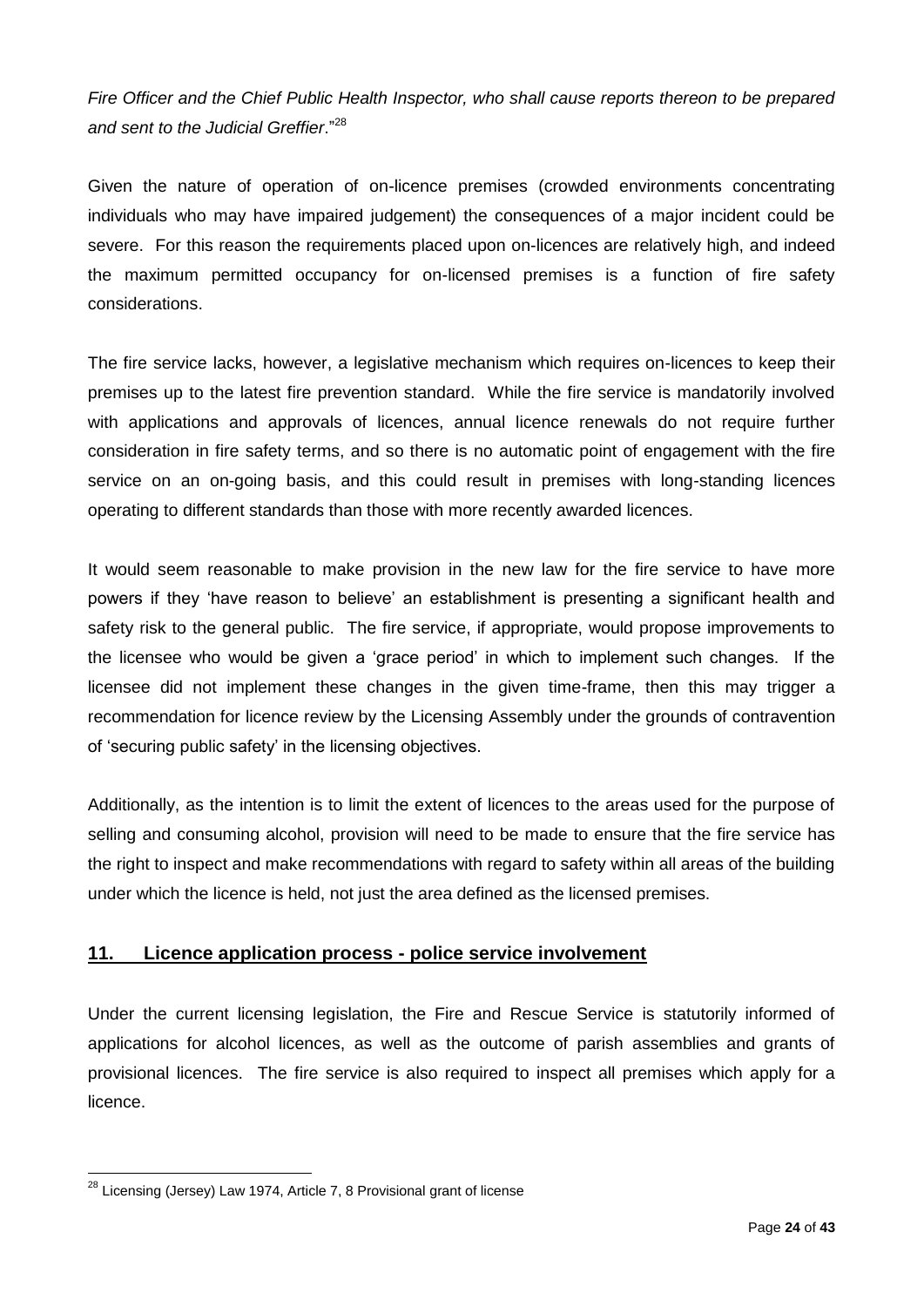*Fire Officer and the Chief Public Health Inspector, who shall cause reports thereon to be prepared and sent to the Judicial Greffier*."[28]

Given the nature of operation of on-licence premises (crowded environments concentrating individuals who may have impaired judgement) the consequences of a major incident could be severe. For this reason the requirements placed upon on-licences are relatively high, and indeed the maximum permitted occupancy for on-licensed premises is a function of fire safety considerations.

The fire service lacks, however, a legislative mechanism which requires on-licences to keep their premises up to the latest fire prevention standard. While the fire service is mandatorily involved with applications and approvals of licences, annual licence renewals do not require further consideration in fire safety terms, and so there is no automatic point of engagement with the fire service on an on-going basis, and this could result in premises with long-standing licences operating to different standards than those with more recently awarded licences.

It would seem reasonable to make provision in the new law for the fire service to have more powers if they 'have reason to believe' an establishment is presenting a significant health and safety risk to the general public. The fire service, if appropriate, would propose improvements to the licensee who would be given a 'grace period' in which to implement such changes. If the licensee did not implement these changes in the given time-frame, then this may trigger a recommendation for licence review by the Licensing Assembly under the grounds of contravention of 'securing public safety' in the licensing objectives.

Additionally, as the intention is to limit the extent of licences to the areas used for the purpose of selling and consuming alcohol, provision will need to be made to ensure that the fire service has the right to inspect and make recommendations with regard to safety within all areas of the building under which the licence is held, not just the area defined as the licensed premises.

## 11. Licence application process - police service involvement

Under the current licensing legislation, the Fire and Rescue Service is statutorily informed of applications for alcohol licences, as well as the outcome of parish assemblies and grants of provisional licences. The fire service is also required to inspect all premises which apply for a licence.

---

[28] Licensing (Jersey) Law 1974, Article 7, 8 Provisional grant of license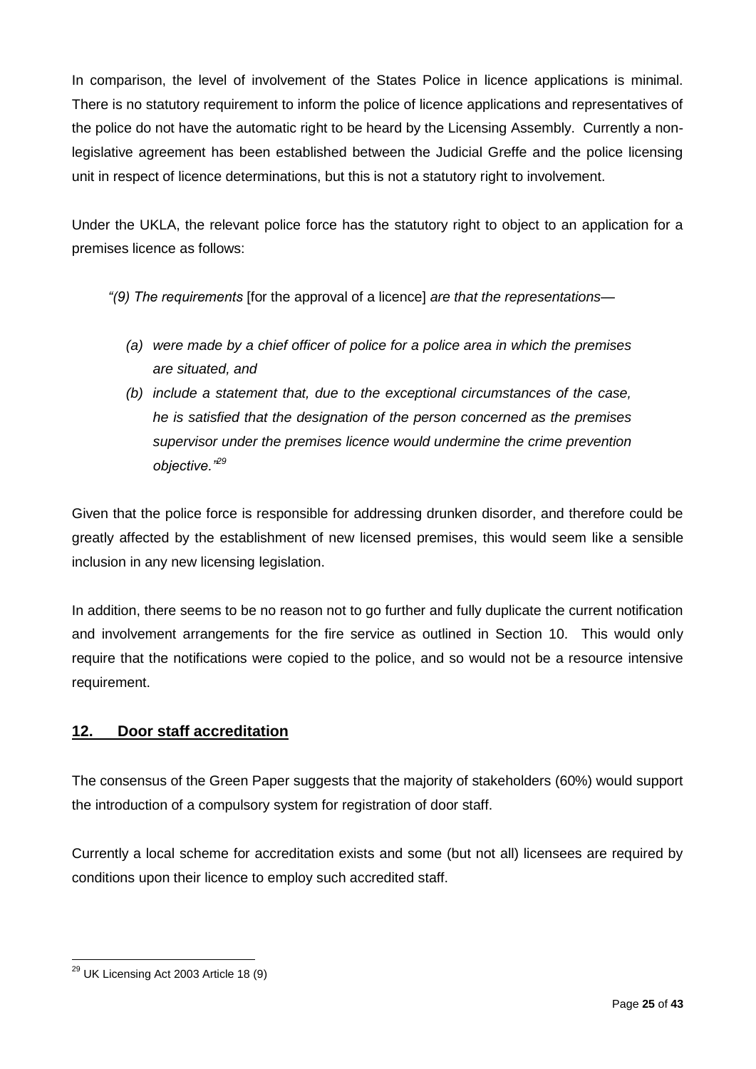In comparison, the level of involvement of the States Police in licence applications is minimal. There is no statutory requirement to inform the police of licence applications and representatives of the police do not have the automatic right to be heard by the Licensing Assembly. Currently a non-legislative agreement has been established between the Judicial Greffe and the police licensing unit in respect of licence determinations, but this is not a statutory right to involvement.

Under the UKLA, the relevant police force has the statutory right to object to an application for a premises licence as follows:

> *"(9) The requirements* [for the approval of a licence] *are that the representations—*
>
> *(a) were made by a chief officer of police for a police area in which the premises are situated, and*
>
> *(b) include a statement that, due to the exceptional circumstances of the case, he is satisfied that the designation of the person concerned as the premises supervisor under the premises licence would undermine the crime prevention objective."*[29]

Given that the police force is responsible for addressing drunken disorder, and therefore could be greatly affected by the establishment of new licensed premises, this would seem like a sensible inclusion in any new licensing legislation.

In addition, there seems to be no reason not to go further and fully duplicate the current notification and involvement arrangements for the fire service as outlined in Section 10. This would only require that the notifications were copied to the police, and so would not be a resource intensive requirement.

## 12. Door staff accreditation

The consensus of the Green Paper suggests that the majority of stakeholders (60%) would support the introduction of a compulsory system for registration of door staff.

Currently a local scheme for accreditation exists and some (but not all) licensees are required by conditions upon their licence to employ such accredited staff.

---

[29] UK Licensing Act 2003 Article 18 (9)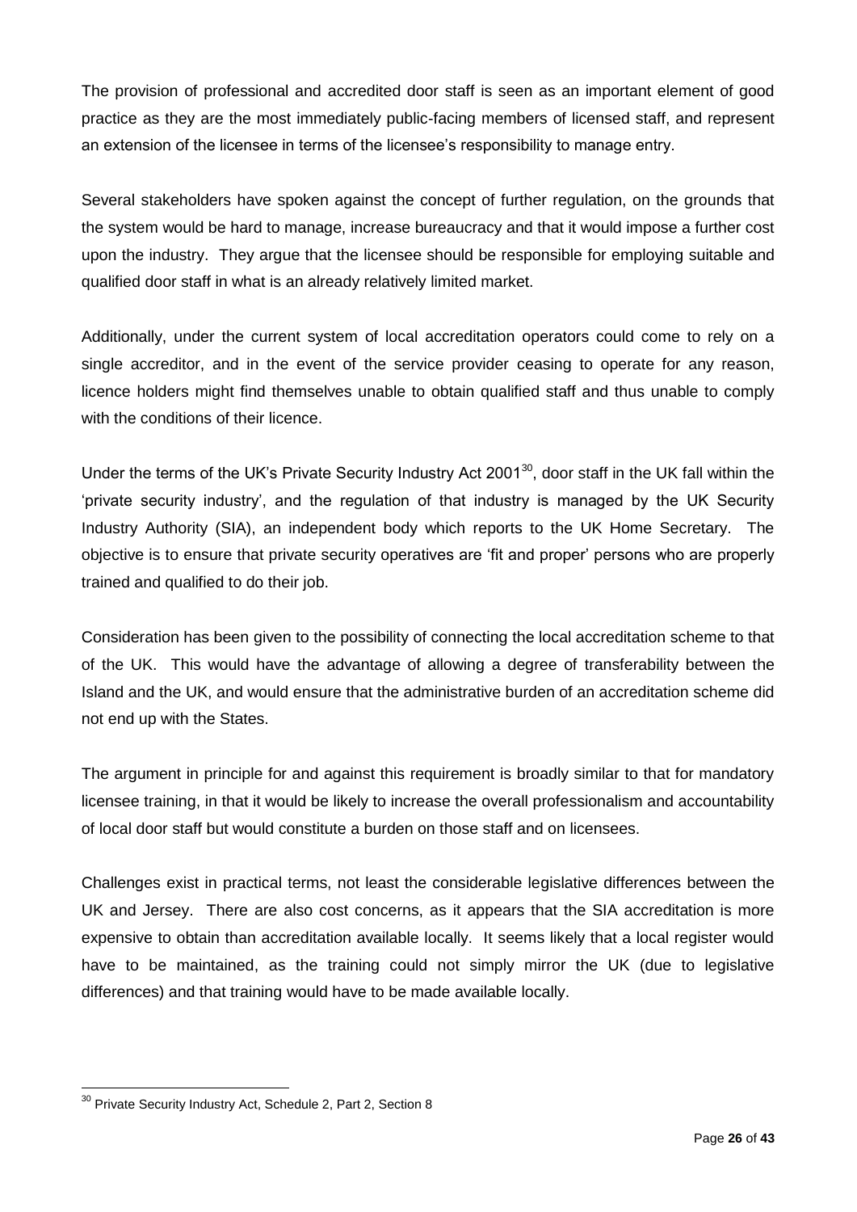The provision of professional and accredited door staff is seen as an important element of good practice as they are the most immediately public-facing members of licensed staff, and represent an extension of the licensee in terms of the licensee's responsibility to manage entry.

Several stakeholders have spoken against the concept of further regulation, on the grounds that the system would be hard to manage, increase bureaucracy and that it would impose a further cost upon the industry. They argue that the licensee should be responsible for employing suitable and qualified door staff in what is an already relatively limited market.

Additionally, under the current system of local accreditation operators could come to rely on a single accreditor, and in the event of the service provider ceasing to operate for any reason, licence holders might find themselves unable to obtain qualified staff and thus unable to comply with the conditions of their licence.

Under the terms of the UK's Private Security Industry Act 2001[30], door staff in the UK fall within the 'private security industry', and the regulation of that industry is managed by the UK Security Industry Authority (SIA), an independent body which reports to the UK Home Secretary. The objective is to ensure that private security operatives are 'fit and proper' persons who are properly trained and qualified to do their job.

Consideration has been given to the possibility of connecting the local accreditation scheme to that of the UK. This would have the advantage of allowing a degree of transferability between the Island and the UK, and would ensure that the administrative burden of an accreditation scheme did not end up with the States.

The argument in principle for and against this requirement is broadly similar to that for mandatory licensee training, in that it would be likely to increase the overall professionalism and accountability of local door staff but would constitute a burden on those staff and on licensees.

Challenges exist in practical terms, not least the considerable legislative differences between the UK and Jersey. There are also cost concerns, as it appears that the SIA accreditation is more expensive to obtain than accreditation available locally. It seems likely that a local register would have to be maintained, as the training could not simply mirror the UK (due to legislative differences) and that training would have to be made available locally.

[30] Private Security Industry Act, Schedule 2, Part 2, Section 8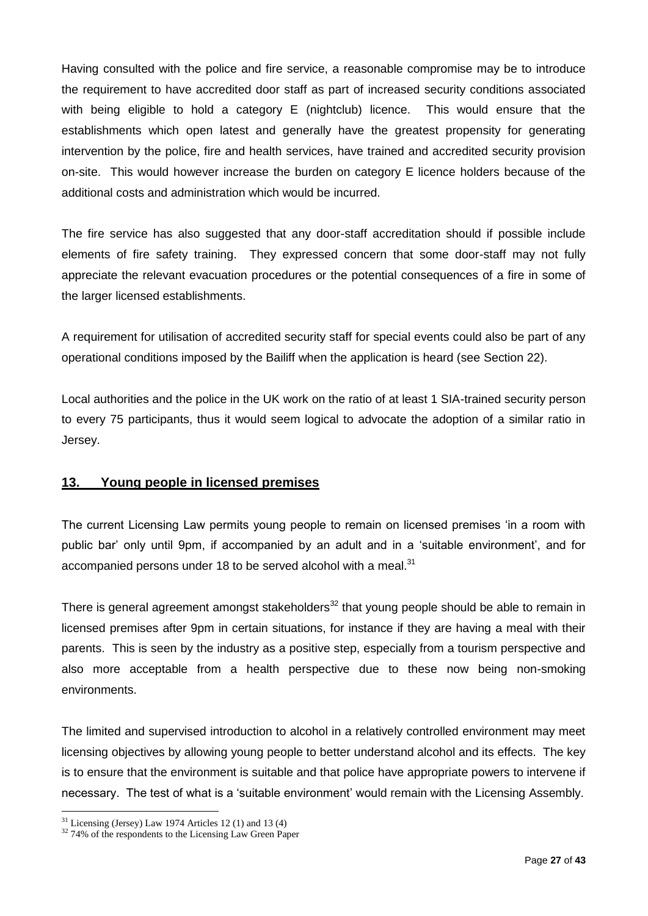Having consulted with the police and fire service, a reasonable compromise may be to introduce the requirement to have accredited door staff as part of increased security conditions associated with being eligible to hold a category E (nightclub) licence. This would ensure that the establishments which open latest and generally have the greatest propensity for generating intervention by the police, fire and health services, have trained and accredited security provision on-site. This would however increase the burden on category E licence holders because of the additional costs and administration which would be incurred.

The fire service has also suggested that any door-staff accreditation should if possible include elements of fire safety training. They expressed concern that some door-staff may not fully appreciate the relevant evacuation procedures or the potential consequences of a fire in some of the larger licensed establishments.

A requirement for utilisation of accredited security staff for special events could also be part of any operational conditions imposed by the Bailiff when the application is heard (see Section 22).

Local authorities and the police in the UK work on the ratio of at least 1 SIA-trained security person to every 75 participants, thus it would seem logical to advocate the adoption of a similar ratio in Jersey.

## 13. Young people in licensed premises

The current Licensing Law permits young people to remain on licensed premises 'in a room with public bar' only until 9pm, if accompanied by an adult and in a 'suitable environment', and for accompanied persons under 18 to be served alcohol with a meal.[31]

There is general agreement amongst stakeholders[32] that young people should be able to remain in licensed premises after 9pm in certain situations, for instance if they are having a meal with their parents. This is seen by the industry as a positive step, especially from a tourism perspective and also more acceptable from a health perspective due to these now being non-smoking environments.

The limited and supervised introduction to alcohol in a relatively controlled environment may meet licensing objectives by allowing young people to better understand alcohol and its effects. The key is to ensure that the environment is suitable and that police have appropriate powers to intervene if necessary. The test of what is a 'suitable environment' would remain with the Licensing Assembly.

[31] Licensing (Jersey) Law 1974 Articles 12 (1) and 13 (4)

[32] 74% of the respondents to the Licensing Law Green Paper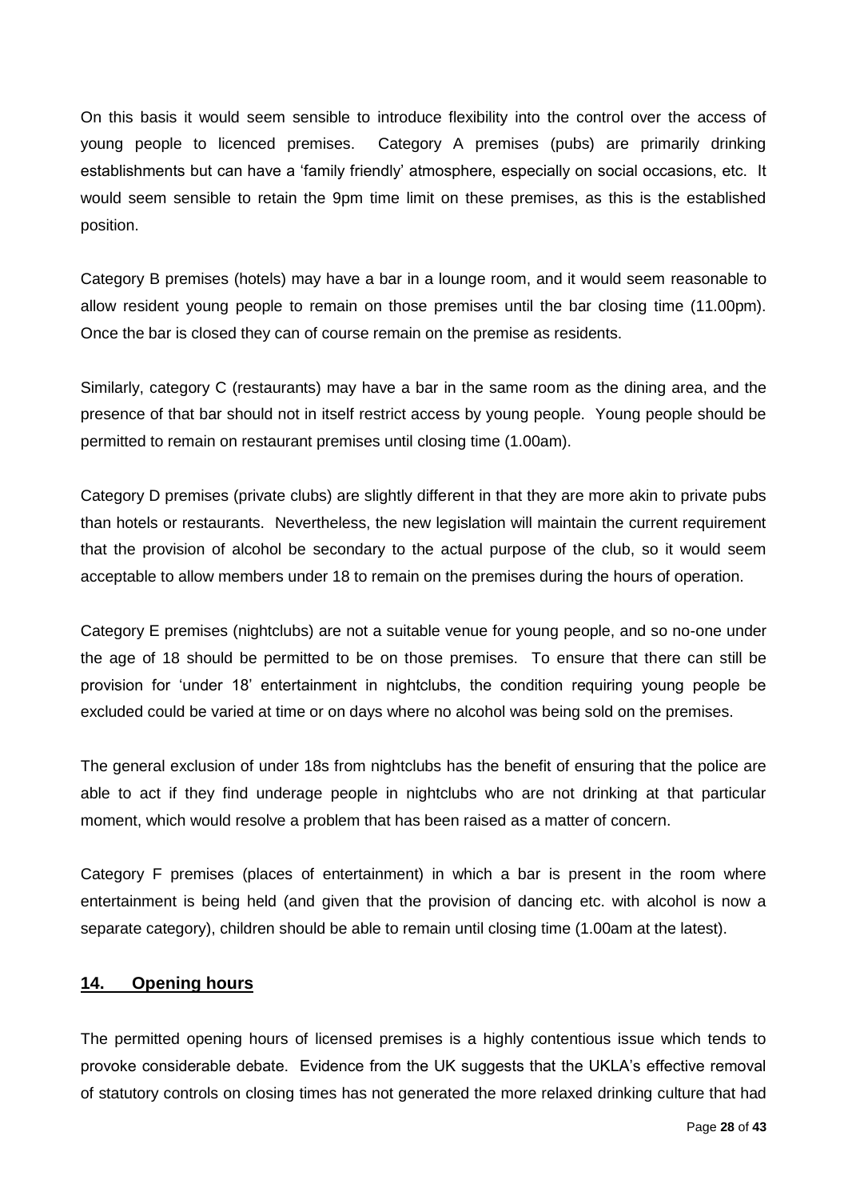On this basis it would seem sensible to introduce flexibility into the control over the access of young people to licenced premises. Category A premises (pubs) are primarily drinking establishments but can have a 'family friendly' atmosphere, especially on social occasions, etc. It would seem sensible to retain the 9pm time limit on these premises, as this is the established position.

Category B premises (hotels) may have a bar in a lounge room, and it would seem reasonable to allow resident young people to remain on those premises until the bar closing time (11.00pm). Once the bar is closed they can of course remain on the premise as residents.

Similarly, category C (restaurants) may have a bar in the same room as the dining area, and the presence of that bar should not in itself restrict access by young people. Young people should be permitted to remain on restaurant premises until closing time (1.00am).

Category D premises (private clubs) are slightly different in that they are more akin to private pubs than hotels or restaurants. Nevertheless, the new legislation will maintain the current requirement that the provision of alcohol be secondary to the actual purpose of the club, so it would seem acceptable to allow members under 18 to remain on the premises during the hours of operation.

Category E premises (nightclubs) are not a suitable venue for young people, and so no-one under the age of 18 should be permitted to be on those premises. To ensure that there can still be provision for 'under 18' entertainment in nightclubs, the condition requiring young people be excluded could be varied at time or on days where no alcohol was being sold on the premises.

The general exclusion of under 18s from nightclubs has the benefit of ensuring that the police are able to act if they find underage people in nightclubs who are not drinking at that particular moment, which would resolve a problem that has been raised as a matter of concern.

Category F premises (places of entertainment) in which a bar is present in the room where entertainment is being held (and given that the provision of dancing etc. with alcohol is now a separate category), children should be able to remain until closing time (1.00am at the latest).

## 14. Opening hours

The permitted opening hours of licensed premises is a highly contentious issue which tends to provoke considerable debate. Evidence from the UK suggests that the UKLA's effective removal of statutory controls on closing times has not generated the more relaxed drinking culture that had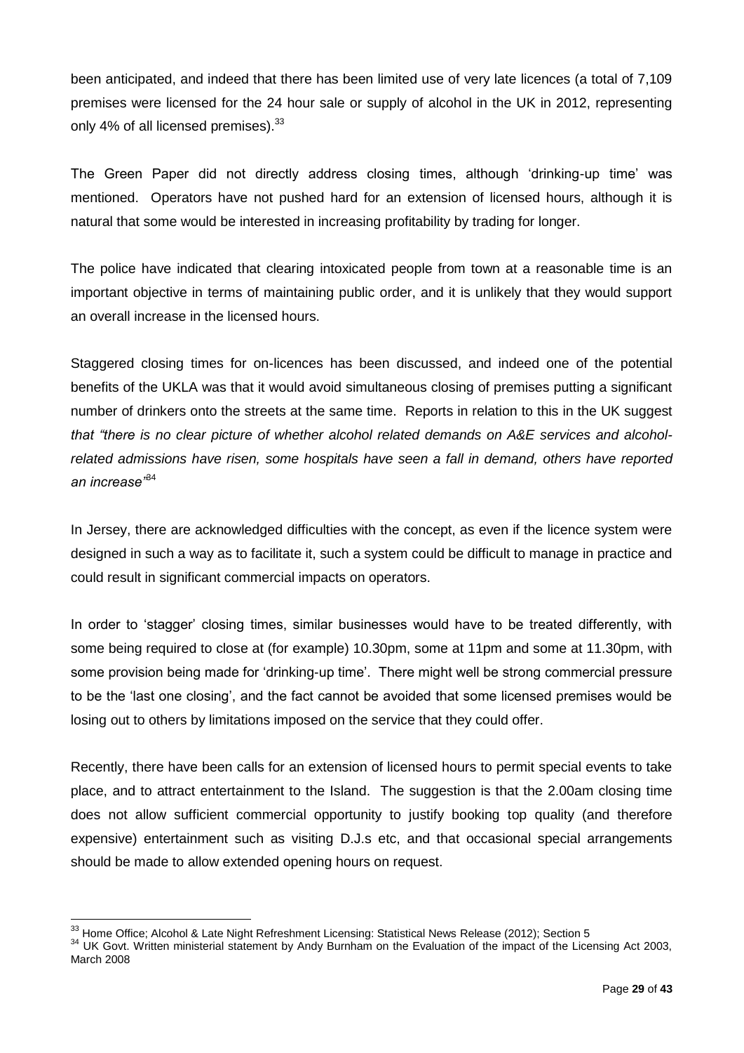been anticipated, and indeed that there has been limited use of very late licences (a total of 7,109 premises were licensed for the 24 hour sale or supply of alcohol in the UK in 2012, representing only 4% of all licensed premises).[33]

The Green Paper did not directly address closing times, although 'drinking-up time' was mentioned. Operators have not pushed hard for an extension of licensed hours, although it is natural that some would be interested in increasing profitability by trading for longer.

The police have indicated that clearing intoxicated people from town at a reasonable time is an important objective in terms of maintaining public order, and it is unlikely that they would support an overall increase in the licensed hours.

Staggered closing times for on-licences has been discussed, and indeed one of the potential benefits of the UKLA was that it would avoid simultaneous closing of premises putting a significant number of drinkers onto the streets at the same time. Reports in relation to this in the UK suggest *that "there is no clear picture of whether alcohol related demands on A&E services and alcohol-related admissions have risen, some hospitals have seen a fall in demand, others have reported an increase"*[34]

In Jersey, there are acknowledged difficulties with the concept, as even if the licence system were designed in such a way as to facilitate it, such a system could be difficult to manage in practice and could result in significant commercial impacts on operators.

In order to 'stagger' closing times, similar businesses would have to be treated differently, with some being required to close at (for example) 10.30pm, some at 11pm and some at 11.30pm, with some provision being made for 'drinking-up time'. There might well be strong commercial pressure to be the 'last one closing', and the fact cannot be avoided that some licensed premises would be losing out to others by limitations imposed on the service that they could offer.

Recently, there have been calls for an extension of licensed hours to permit special events to take place, and to attract entertainment to the Island. The suggestion is that the 2.00am closing time does not allow sufficient commercial opportunity to justify booking top quality (and therefore expensive) entertainment such as visiting D.J.s etc, and that occasional special arrangements should be made to allow extended opening hours on request.

---

[33] Home Office; Alcohol & Late Night Refreshment Licensing: Statistical News Release (2012); Section 5

[34] UK Govt. Written ministerial statement by Andy Burnham on the Evaluation of the impact of the Licensing Act 2003, March 2008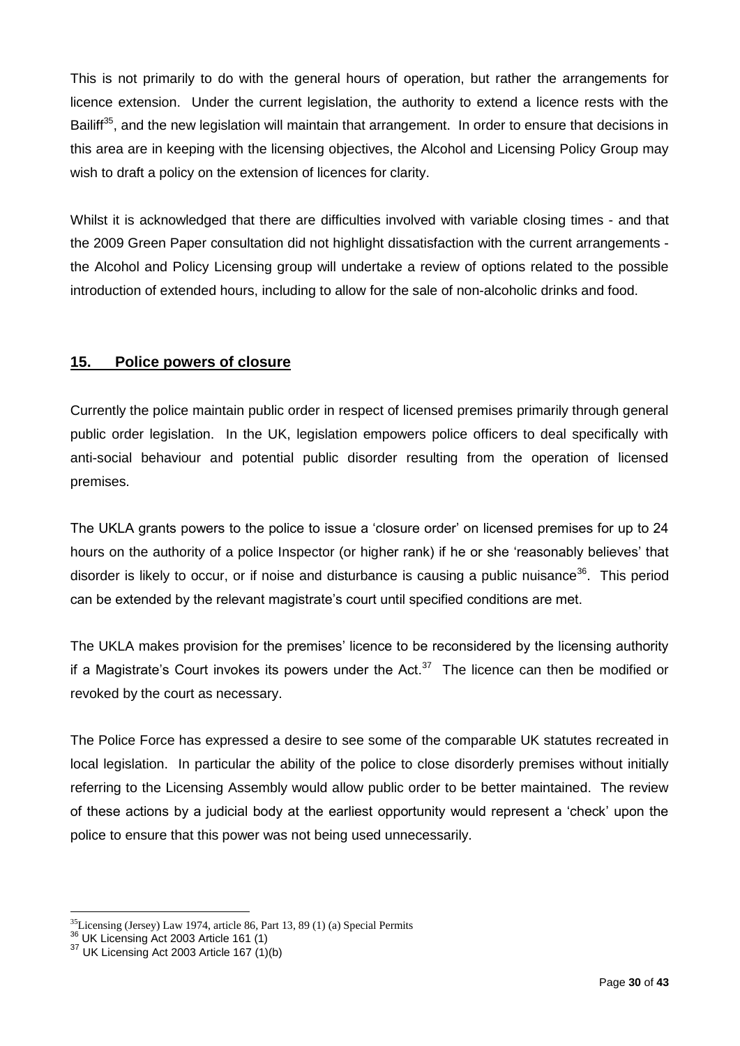This is not primarily to do with the general hours of operation, but rather the arrangements for licence extension. Under the current legislation, the authority to extend a licence rests with the Bailiff[35], and the new legislation will maintain that arrangement. In order to ensure that decisions in this area are in keeping with the licensing objectives, the Alcohol and Licensing Policy Group may wish to draft a policy on the extension of licences for clarity.

Whilst it is acknowledged that there are difficulties involved with variable closing times - and that the 2009 Green Paper consultation did not highlight dissatisfaction with the current arrangements - the Alcohol and Policy Licensing group will undertake a review of options related to the possible introduction of extended hours, including to allow for the sale of non-alcoholic drinks and food.

## 15. Police powers of closure

Currently the police maintain public order in respect of licensed premises primarily through general public order legislation. In the UK, legislation empowers police officers to deal specifically with anti-social behaviour and potential public disorder resulting from the operation of licensed premises.

The UKLA grants powers to the police to issue a 'closure order' on licensed premises for up to 24 hours on the authority of a police Inspector (or higher rank) if he or she 'reasonably believes' that disorder is likely to occur, or if noise and disturbance is causing a public nuisance[36]. This period can be extended by the relevant magistrate's court until specified conditions are met.

The UKLA makes provision for the premises' licence to be reconsidered by the licensing authority if a Magistrate's Court invokes its powers under the Act.[37] The licence can then be modified or revoked by the court as necessary.

The Police Force has expressed a desire to see some of the comparable UK statutes recreated in local legislation. In particular the ability of the police to close disorderly premises without initially referring to the Licensing Assembly would allow public order to be better maintained. The review of these actions by a judicial body at the earliest opportunity would represent a 'check' upon the police to ensure that this power was not being used unnecessarily.

---

[35] Licensing (Jersey) Law 1974, article 86, Part 13, 89 (1) (a) Special Permits

[36] UK Licensing Act 2003 Article 161 (1)

[37] UK Licensing Act 2003 Article 167 (1)(b)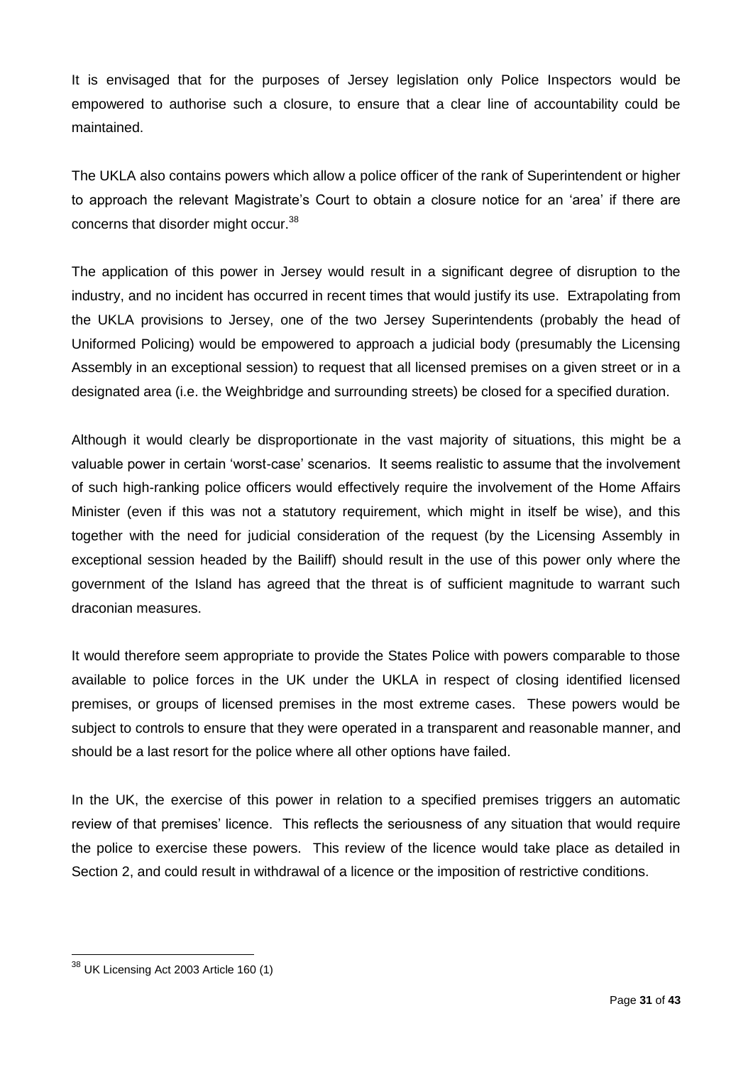It is envisaged that for the purposes of Jersey legislation only Police Inspectors would be empowered to authorise such a closure, to ensure that a clear line of accountability could be maintained.

The UKLA also contains powers which allow a police officer of the rank of Superintendent or higher to approach the relevant Magistrate's Court to obtain a closure notice for an 'area' if there are concerns that disorder might occur.[38]

The application of this power in Jersey would result in a significant degree of disruption to the industry, and no incident has occurred in recent times that would justify its use. Extrapolating from the UKLA provisions to Jersey, one of the two Jersey Superintendents (probably the head of Uniformed Policing) would be empowered to approach a judicial body (presumably the Licensing Assembly in an exceptional session) to request that all licensed premises on a given street or in a designated area (i.e. the Weighbridge and surrounding streets) be closed for a specified duration.

Although it would clearly be disproportionate in the vast majority of situations, this might be a valuable power in certain 'worst-case' scenarios. It seems realistic to assume that the involvement of such high-ranking police officers would effectively require the involvement of the Home Affairs Minister (even if this was not a statutory requirement, which might in itself be wise), and this together with the need for judicial consideration of the request (by the Licensing Assembly in exceptional session headed by the Bailiff) should result in the use of this power only where the government of the Island has agreed that the threat is of sufficient magnitude to warrant such draconian measures.

It would therefore seem appropriate to provide the States Police with powers comparable to those available to police forces in the UK under the UKLA in respect of closing identified licensed premises, or groups of licensed premises in the most extreme cases. These powers would be subject to controls to ensure that they were operated in a transparent and reasonable manner, and should be a last resort for the police where all other options have failed.

In the UK, the exercise of this power in relation to a specified premises triggers an automatic review of that premises' licence. This reflects the seriousness of any situation that would require the police to exercise these powers. This review of the licence would take place as detailed in Section 2, and could result in withdrawal of a licence or the imposition of restrictive conditions.

---

[38] UK Licensing Act 2003 Article 160 (1)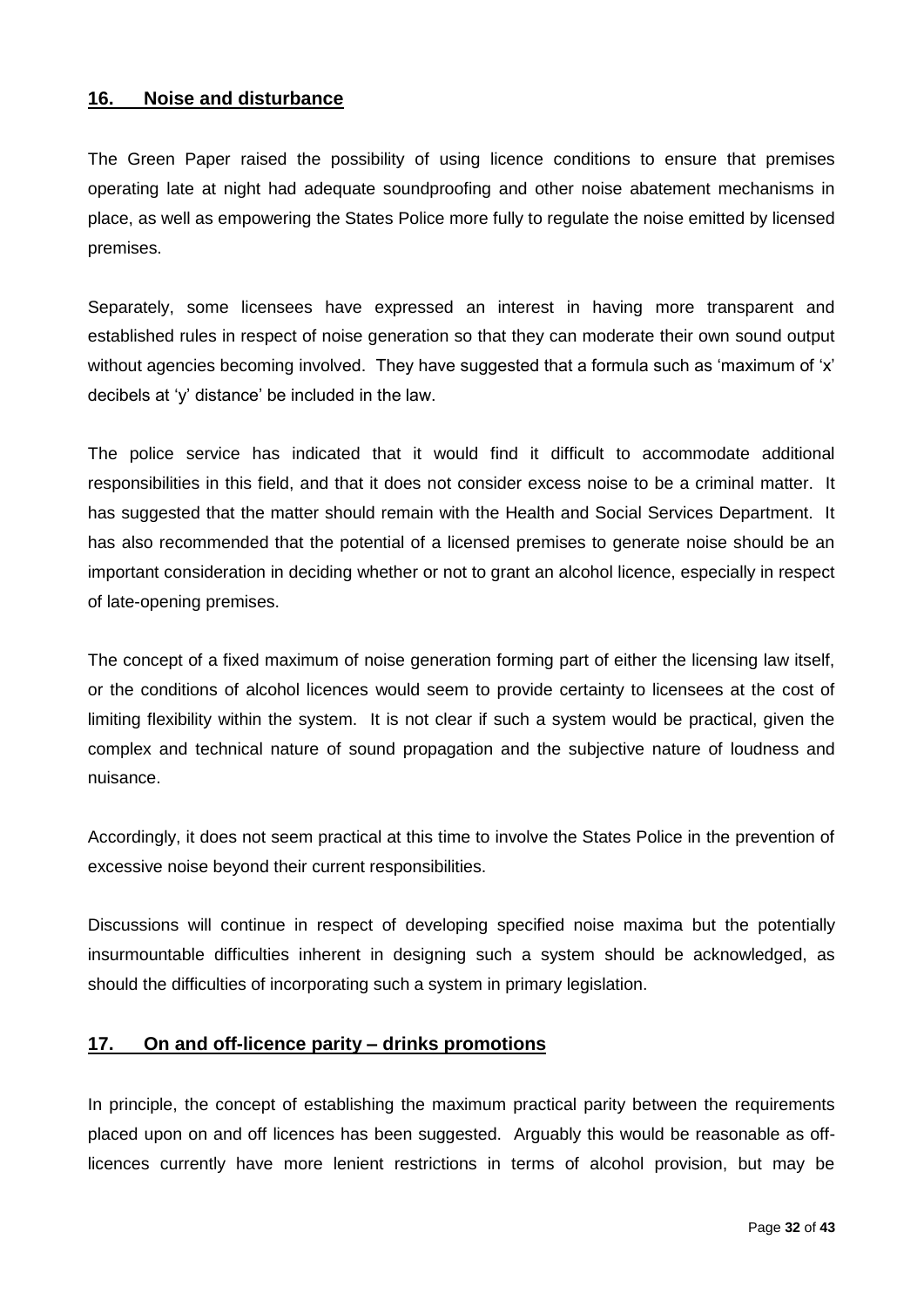## 16. Noise and disturbance

The Green Paper raised the possibility of using licence conditions to ensure that premises operating late at night had adequate soundproofing and other noise abatement mechanisms in place, as well as empowering the States Police more fully to regulate the noise emitted by licensed premises.

Separately, some licensees have expressed an interest in having more transparent and established rules in respect of noise generation so that they can moderate their own sound output without agencies becoming involved. They have suggested that a formula such as 'maximum of 'x' decibels at 'y' distance' be included in the law.

The police service has indicated that it would find it difficult to accommodate additional responsibilities in this field, and that it does not consider excess noise to be a criminal matter. It has suggested that the matter should remain with the Health and Social Services Department. It has also recommended that the potential of a licensed premises to generate noise should be an important consideration in deciding whether or not to grant an alcohol licence, especially in respect of late-opening premises.

The concept of a fixed maximum of noise generation forming part of either the licensing law itself, or the conditions of alcohol licences would seem to provide certainty to licensees at the cost of limiting flexibility within the system. It is not clear if such a system would be practical, given the complex and technical nature of sound propagation and the subjective nature of loudness and nuisance.

Accordingly, it does not seem practical at this time to involve the States Police in the prevention of excessive noise beyond their current responsibilities.

Discussions will continue in respect of developing specified noise maxima but the potentially insurmountable difficulties inherent in designing such a system should be acknowledged, as should the difficulties of incorporating such a system in primary legislation.

## 17. On and off-licence parity – drinks promotions

In principle, the concept of establishing the maximum practical parity between the requirements placed upon on and off licences has been suggested. Arguably this would be reasonable as off-licences currently have more lenient restrictions in terms of alcohol provision, but may be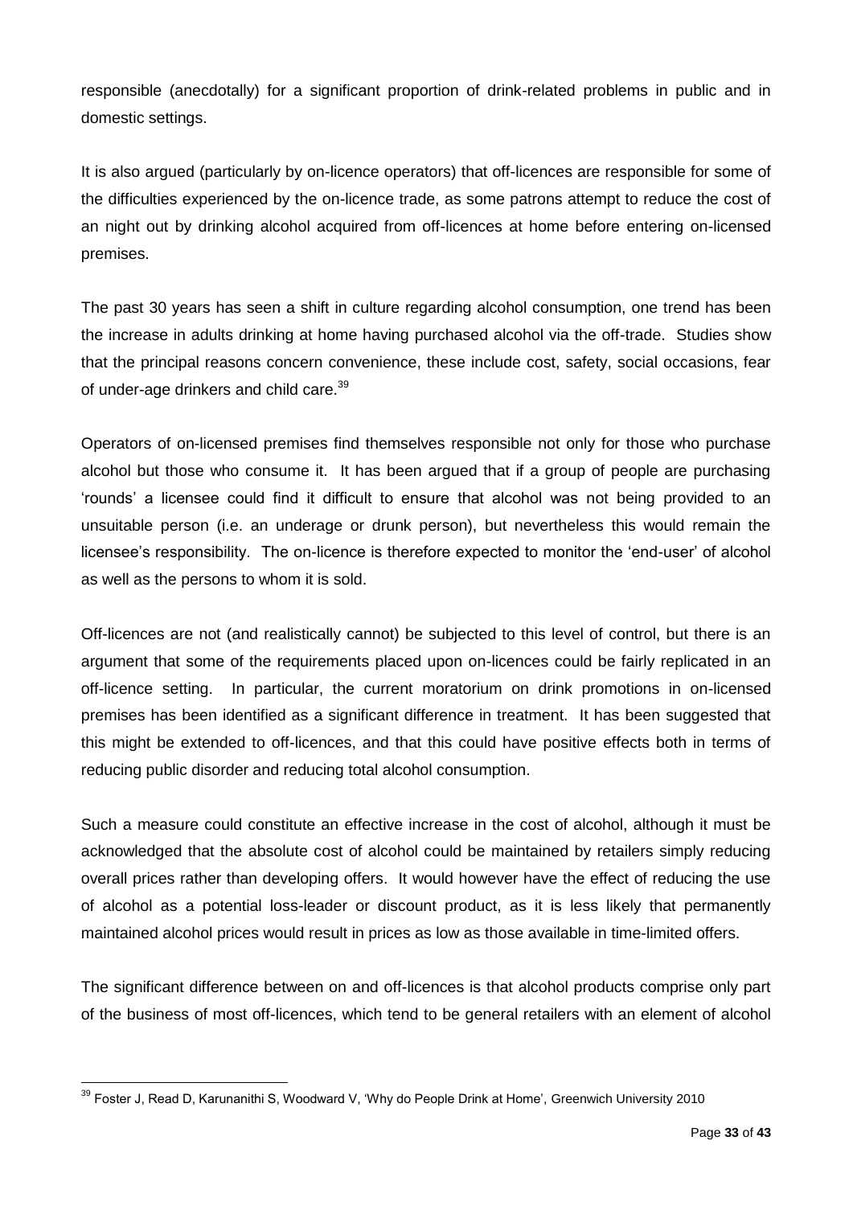responsible (anecdotally) for a significant proportion of drink-related problems in public and in domestic settings.

It is also argued (particularly by on-licence operators) that off-licences are responsible for some of the difficulties experienced by the on-licence trade, as some patrons attempt to reduce the cost of an night out by drinking alcohol acquired from off-licences at home before entering on-licensed premises.

The past 30 years has seen a shift in culture regarding alcohol consumption, one trend has been the increase in adults drinking at home having purchased alcohol via the off-trade. Studies show that the principal reasons concern convenience, these include cost, safety, social occasions, fear of under-age drinkers and child care.[39]

Operators of on-licensed premises find themselves responsible not only for those who purchase alcohol but those who consume it. It has been argued that if a group of people are purchasing 'rounds' a licensee could find it difficult to ensure that alcohol was not being provided to an unsuitable person (i.e. an underage or drunk person), but nevertheless this would remain the licensee's responsibility. The on-licence is therefore expected to monitor the 'end-user' of alcohol as well as the persons to whom it is sold.

Off-licences are not (and realistically cannot) be subjected to this level of control, but there is an argument that some of the requirements placed upon on-licences could be fairly replicated in an off-licence setting. In particular, the current moratorium on drink promotions in on-licensed premises has been identified as a significant difference in treatment. It has been suggested that this might be extended to off-licences, and that this could have positive effects both in terms of reducing public disorder and reducing total alcohol consumption.

Such a measure could constitute an effective increase in the cost of alcohol, although it must be acknowledged that the absolute cost of alcohol could be maintained by retailers simply reducing overall prices rather than developing offers. It would however have the effect of reducing the use of alcohol as a potential loss-leader or discount product, as it is less likely that permanently maintained alcohol prices would result in prices as low as those available in time-limited offers.

The significant difference between on and off-licences is that alcohol products comprise only part of the business of most off-licences, which tend to be general retailers with an element of alcohol

---

[39] Foster J, Read D, Karunanithi S, Woodward V, 'Why do People Drink at Home', Greenwich University 2010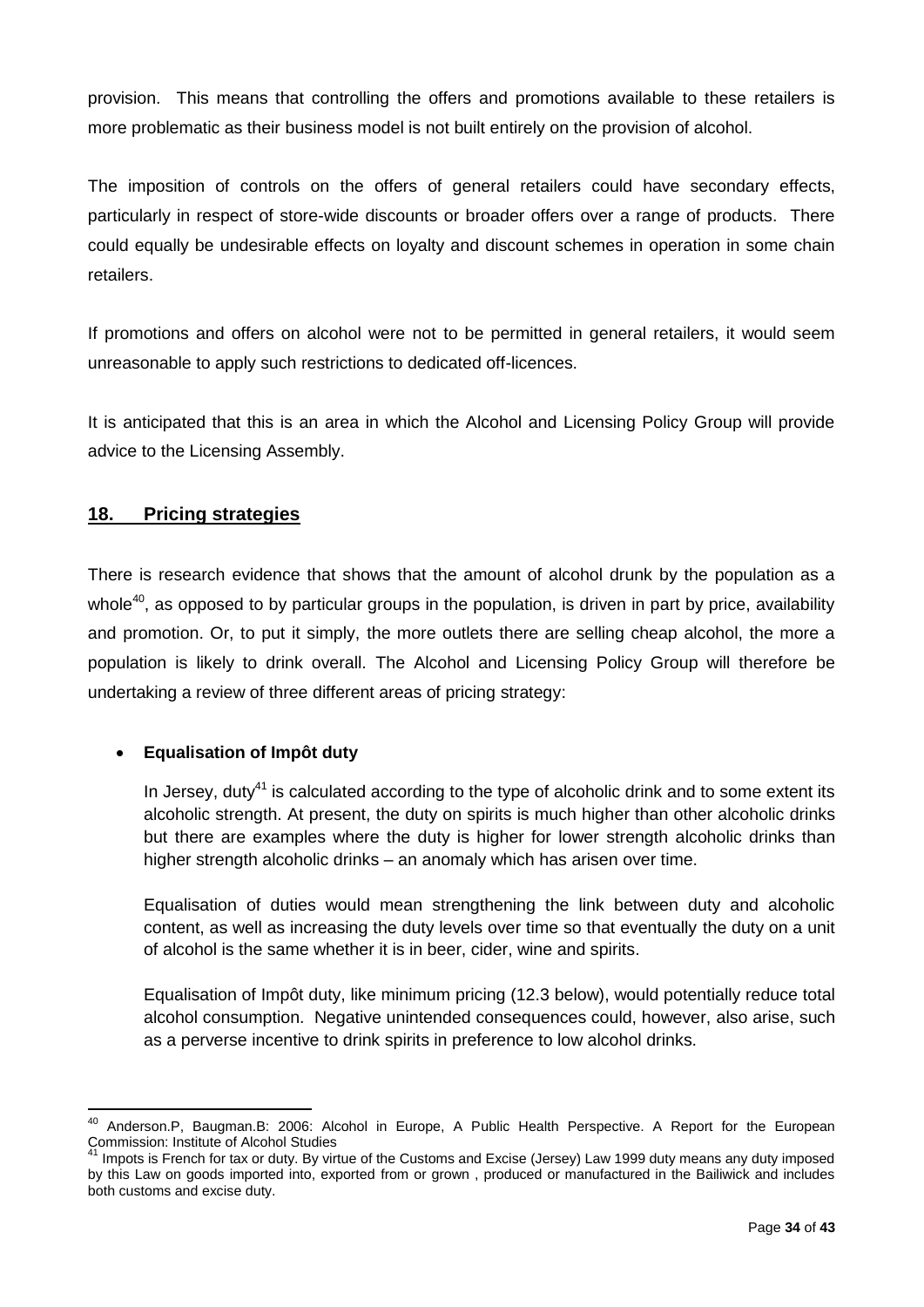provision. This means that controlling the offers and promotions available to these retailers is more problematic as their business model is not built entirely on the provision of alcohol.

The imposition of controls on the offers of general retailers could have secondary effects, particularly in respect of store-wide discounts or broader offers over a range of products. There could equally be undesirable effects on loyalty and discount schemes in operation in some chain retailers.

If promotions and offers on alcohol were not to be permitted in general retailers, it would seem unreasonable to apply such restrictions to dedicated off-licences.

It is anticipated that this is an area in which the Alcohol and Licensing Policy Group will provide advice to the Licensing Assembly.

## 18. Pricing strategies

There is research evidence that shows that the amount of alcohol drunk by the population as a whole[40], as opposed to by particular groups in the population, is driven in part by price, availability and promotion. Or, to put it simply, the more outlets there are selling cheap alcohol, the more a population is likely to drink overall. The Alcohol and Licensing Policy Group will therefore be undertaking a review of three different areas of pricing strategy:

- **Equalisation of Impôt duty**

  In Jersey, duty[41] is calculated according to the type of alcoholic drink and to some extent its alcoholic strength. At present, the duty on spirits is much higher than other alcoholic drinks but there are examples where the duty is higher for lower strength alcoholic drinks than higher strength alcoholic drinks – an anomaly which has arisen over time.

  Equalisation of duties would mean strengthening the link between duty and alcoholic content, as well as increasing the duty levels over time so that eventually the duty on a unit of alcohol is the same whether it is in beer, cider, wine and spirits.

  Equalisation of Impôt duty, like minimum pricing (12.3 below), would potentially reduce total alcohol consumption. Negative unintended consequences could, however, also arise, such as a perverse incentive to drink spirits in preference to low alcohol drinks.

---

[40] Anderson.P, Baugman.B: 2006: Alcohol in Europe, A Public Health Perspective. A Report for the European Commission: Institute of Alcohol Studies

[41] Impots is French for tax or duty. By virtue of the Customs and Excise (Jersey) Law 1999 duty means any duty imposed by this Law on goods imported into, exported from or grown , produced or manufactured in the Bailiwick and includes both customs and excise duty.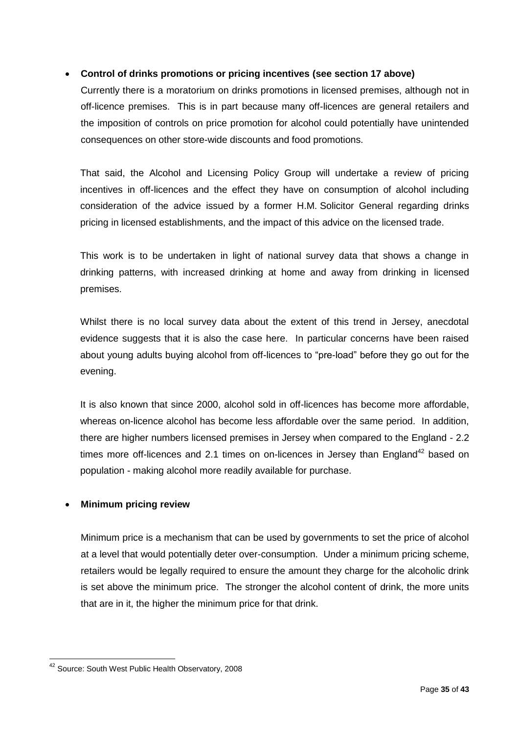- **Control of drinks promotions or pricing incentives (see section 17 above)**

  Currently there is a moratorium on drinks promotions in licensed premises, although not in off-licence premises. This is in part because many off-licences are general retailers and the imposition of controls on price promotion for alcohol could potentially have unintended consequences on other store-wide discounts and food promotions.

  That said, the Alcohol and Licensing Policy Group will undertake a review of pricing incentives in off-licences and the effect they have on consumption of alcohol including consideration of the advice issued by a former H.M. Solicitor General regarding drinks pricing in licensed establishments, and the impact of this advice on the licensed trade.

  This work is to be undertaken in light of national survey data that shows a change in drinking patterns, with increased drinking at home and away from drinking in licensed premises.

  Whilst there is no local survey data about the extent of this trend in Jersey, anecdotal evidence suggests that it is also the case here. In particular concerns have been raised about young adults buying alcohol from off-licences to "pre-load" before they go out for the evening.

  It is also known that since 2000, alcohol sold in off-licences has become more affordable, whereas on-licence alcohol has become less affordable over the same period. In addition, there are higher numbers licensed premises in Jersey when compared to the England - 2.2 times more off-licences and 2.1 times on on-licences in Jersey than England[42] based on population - making alcohol more readily available for purchase.

- **Minimum pricing review**

  Minimum price is a mechanism that can be used by governments to set the price of alcohol at a level that would potentially deter over-consumption. Under a minimum pricing scheme, retailers would be legally required to ensure the amount they charge for the alcoholic drink is set above the minimum price. The stronger the alcohol content of drink, the more units that are in it, the higher the minimum price for that drink.

---

[42] Source: South West Public Health Observatory, 2008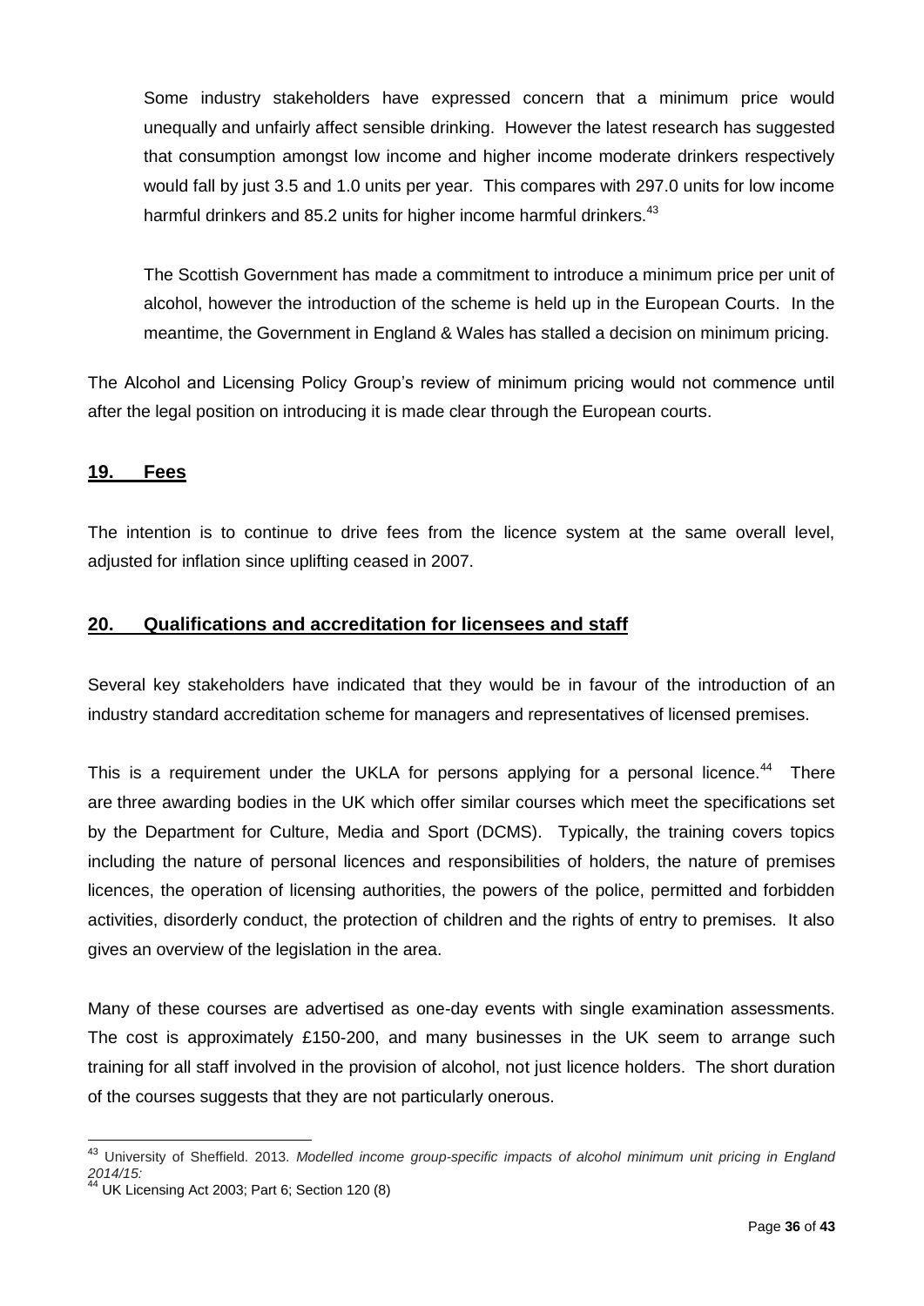Some industry stakeholders have expressed concern that a minimum price would unequally and unfairly affect sensible drinking. However the latest research has suggested that consumption amongst low income and higher income moderate drinkers respectively would fall by just 3.5 and 1.0 units per year. This compares with 297.0 units for low income harmful drinkers and 85.2 units for higher income harmful drinkers.[43]

The Scottish Government has made a commitment to introduce a minimum price per unit of alcohol, however the introduction of the scheme is held up in the European Courts. In the meantime, the Government in England & Wales has stalled a decision on minimum pricing.

The Alcohol and Licensing Policy Group's review of minimum pricing would not commence until after the legal position on introducing it is made clear through the European courts.

## 19. Fees

The intention is to continue to drive fees from the licence system at the same overall level, adjusted for inflation since uplifting ceased in 2007.

## 20. Qualifications and accreditation for licensees and staff

Several key stakeholders have indicated that they would be in favour of the introduction of an industry standard accreditation scheme for managers and representatives of licensed premises.

This is a requirement under the UKLA for persons applying for a personal licence.[44] There are three awarding bodies in the UK which offer similar courses which meet the specifications set by the Department for Culture, Media and Sport (DCMS). Typically, the training covers topics including the nature of personal licences and responsibilities of holders, the nature of premises licences, the operation of licensing authorities, the powers of the police, permitted and forbidden activities, disorderly conduct, the protection of children and the rights of entry to premises. It also gives an overview of the legislation in the area.

Many of these courses are advertised as one-day events with single examination assessments. The cost is approximately £150-200, and many businesses in the UK seem to arrange such training for all staff involved in the provision of alcohol, not just licence holders. The short duration of the courses suggests that they are not particularly onerous.

---

[43] University of Sheffield. 2013. *Modelled income group-specific impacts of alcohol minimum unit pricing in England 2014/15:*

[44] UK Licensing Act 2003; Part 6; Section 120 (8)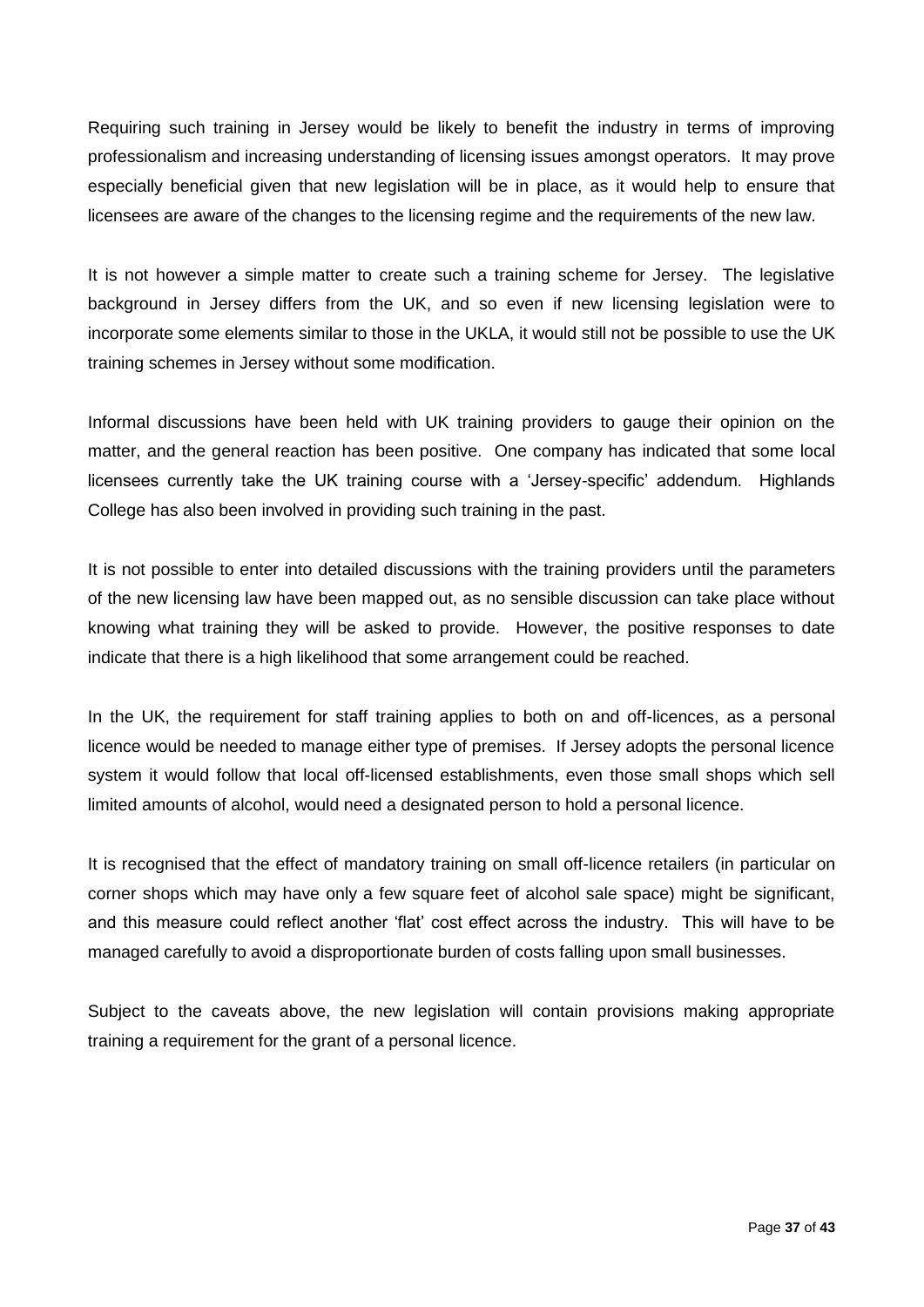Requiring such training in Jersey would be likely to benefit the industry in terms of improving professionalism and increasing understanding of licensing issues amongst operators. It may prove especially beneficial given that new legislation will be in place, as it would help to ensure that licensees are aware of the changes to the licensing regime and the requirements of the new law.

It is not however a simple matter to create such a training scheme for Jersey. The legislative background in Jersey differs from the UK, and so even if new licensing legislation were to incorporate some elements similar to those in the UKLA, it would still not be possible to use the UK training schemes in Jersey without some modification.

Informal discussions have been held with UK training providers to gauge their opinion on the matter, and the general reaction has been positive. One company has indicated that some local licensees currently take the UK training course with a 'Jersey-specific' addendum. Highlands College has also been involved in providing such training in the past.

It is not possible to enter into detailed discussions with the training providers until the parameters of the new licensing law have been mapped out, as no sensible discussion can take place without knowing what training they will be asked to provide. However, the positive responses to date indicate that there is a high likelihood that some arrangement could be reached.

In the UK, the requirement for staff training applies to both on and off-licences, as a personal licence would be needed to manage either type of premises. If Jersey adopts the personal licence system it would follow that local off-licensed establishments, even those small shops which sell limited amounts of alcohol, would need a designated person to hold a personal licence.

It is recognised that the effect of mandatory training on small off-licence retailers (in particular on corner shops which may have only a few square feet of alcohol sale space) might be significant, and this measure could reflect another 'flat' cost effect across the industry. This will have to be managed carefully to avoid a disproportionate burden of costs falling upon small businesses.

Subject to the caveats above, the new legislation will contain provisions making appropriate training a requirement for the grant of a personal licence.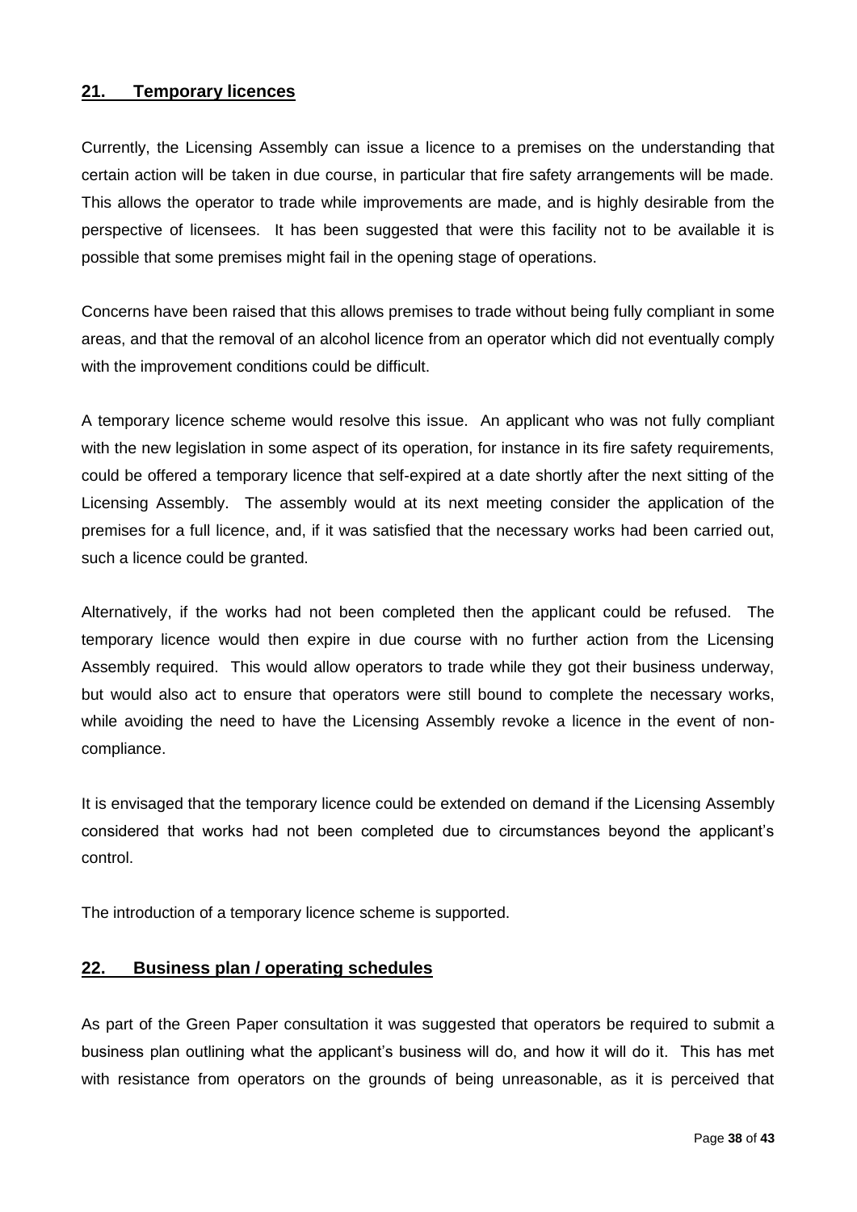## 21. Temporary licences

Currently, the Licensing Assembly can issue a licence to a premises on the understanding that certain action will be taken in due course, in particular that fire safety arrangements will be made. This allows the operator to trade while improvements are made, and is highly desirable from the perspective of licensees. It has been suggested that were this facility not to be available it is possible that some premises might fail in the opening stage of operations.

Concerns have been raised that this allows premises to trade without being fully compliant in some areas, and that the removal of an alcohol licence from an operator which did not eventually comply with the improvement conditions could be difficult.

A temporary licence scheme would resolve this issue. An applicant who was not fully compliant with the new legislation in some aspect of its operation, for instance in its fire safety requirements, could be offered a temporary licence that self-expired at a date shortly after the next sitting of the Licensing Assembly. The assembly would at its next meeting consider the application of the premises for a full licence, and, if it was satisfied that the necessary works had been carried out, such a licence could be granted.

Alternatively, if the works had not been completed then the applicant could be refused. The temporary licence would then expire in due course with no further action from the Licensing Assembly required. This would allow operators to trade while they got their business underway, but would also act to ensure that operators were still bound to complete the necessary works, while avoiding the need to have the Licensing Assembly revoke a licence in the event of non-compliance.

It is envisaged that the temporary licence could be extended on demand if the Licensing Assembly considered that works had not been completed due to circumstances beyond the applicant's control.

The introduction of a temporary licence scheme is supported.

## 22. Business plan / operating schedules

As part of the Green Paper consultation it was suggested that operators be required to submit a business plan outlining what the applicant's business will do, and how it will do it. This has met with resistance from operators on the grounds of being unreasonable, as it is perceived that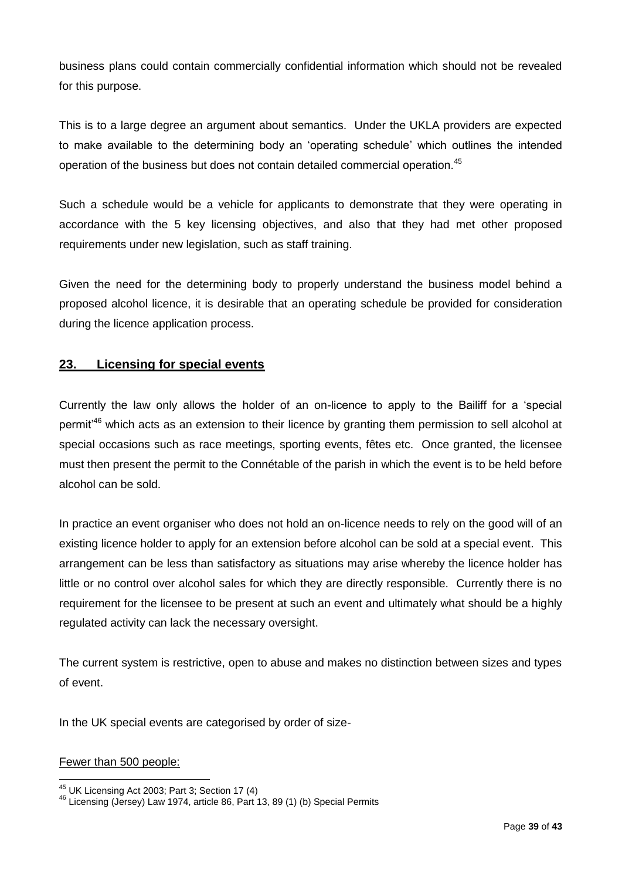business plans could contain commercially confidential information which should not be revealed for this purpose.

This is to a large degree an argument about semantics. Under the UKLA providers are expected to make available to the determining body an 'operating schedule' which outlines the intended operation of the business but does not contain detailed commercial operation.[45]

Such a schedule would be a vehicle for applicants to demonstrate that they were operating in accordance with the 5 key licensing objectives, and also that they had met other proposed requirements under new legislation, such as staff training.

Given the need for the determining body to properly understand the business model behind a proposed alcohol licence, it is desirable that an operating schedule be provided for consideration during the licence application process.

## 23. Licensing for special events

Currently the law only allows the holder of an on-licence to apply to the Bailiff for a 'special permit'[46] which acts as an extension to their licence by granting them permission to sell alcohol at special occasions such as race meetings, sporting events, fêtes etc. Once granted, the licensee must then present the permit to the Connétable of the parish in which the event is to be held before alcohol can be sold.

In practice an event organiser who does not hold an on-licence needs to rely on the good will of an existing licence holder to apply for an extension before alcohol can be sold at a special event. This arrangement can be less than satisfactory as situations may arise whereby the licence holder has little or no control over alcohol sales for which they are directly responsible. Currently there is no requirement for the licensee to be present at such an event and ultimately what should be a highly regulated activity can lack the necessary oversight.

The current system is restrictive, open to abuse and makes no distinction between sizes and types of event.

In the UK special events are categorised by order of size-

Fewer than 500 people:

[45] UK Licensing Act 2003; Part 3; Section 17 (4)

[46] Licensing (Jersey) Law 1974, article 86, Part 13, 89 (1) (b) Special Permits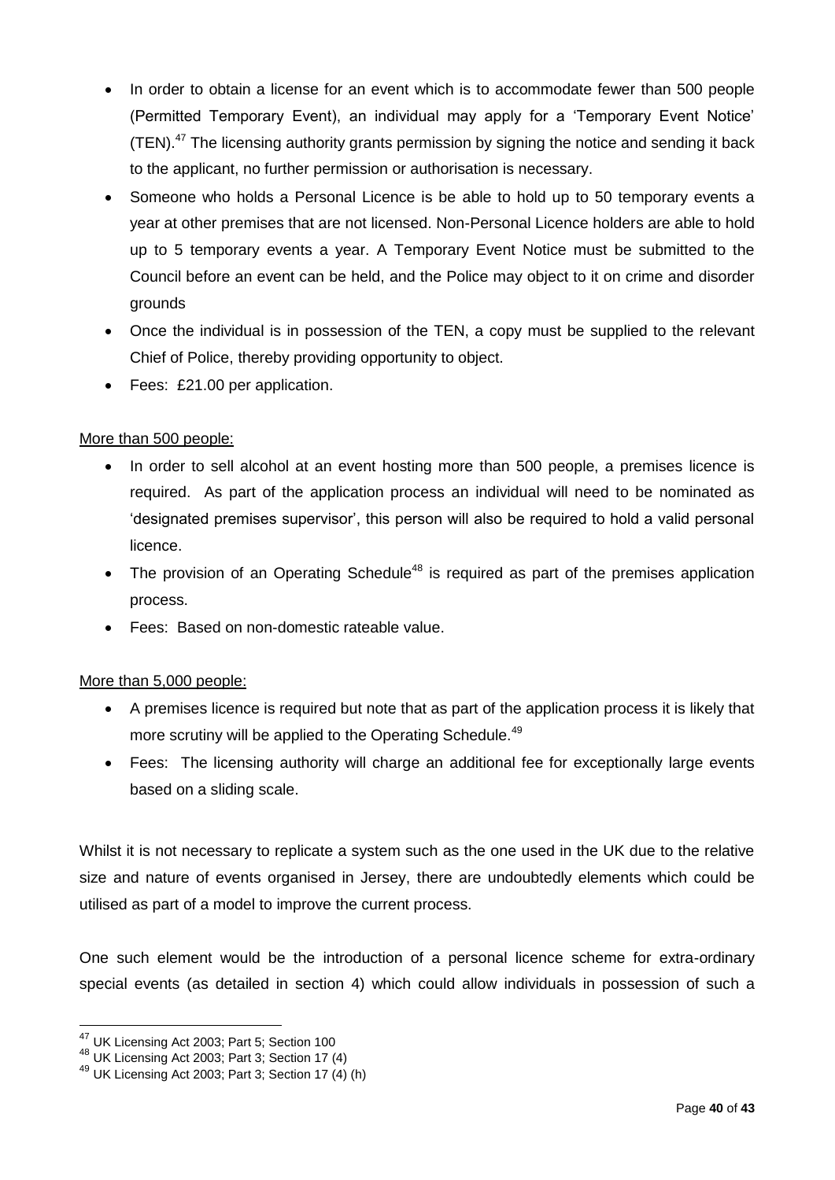- In order to obtain a license for an event which is to accommodate fewer than 500 people (Permitted Temporary Event), an individual may apply for a 'Temporary Event Notice' (TEN).[47] The licensing authority grants permission by signing the notice and sending it back to the applicant, no further permission or authorisation is necessary.
- Someone who holds a Personal Licence is be able to hold up to 50 temporary events a year at other premises that are not licensed. Non-Personal Licence holders are able to hold up to 5 temporary events a year. A Temporary Event Notice must be submitted to the Council before an event can be held, and the Police may object to it on crime and disorder grounds
- Once the individual is in possession of the TEN, a copy must be supplied to the relevant Chief of Police, thereby providing opportunity to object.
- Fees: £21.00 per application.

<u>More than 500 people:</u>

- In order to sell alcohol at an event hosting more than 500 people, a premises licence is required. As part of the application process an individual will need to be nominated as 'designated premises supervisor', this person will also be required to hold a valid personal licence.
- The provision of an Operating Schedule[48] is required as part of the premises application process.
- Fees: Based on non-domestic rateable value.

<u>More than 5,000 people:</u>

- A premises licence is required but note that as part of the application process it is likely that more scrutiny will be applied to the Operating Schedule.[49]
- Fees: The licensing authority will charge an additional fee for exceptionally large events based on a sliding scale.

Whilst it is not necessary to replicate a system such as the one used in the UK due to the relative size and nature of events organised in Jersey, there are undoubtedly elements which could be utilised as part of a model to improve the current process.

One such element would be the introduction of a personal licence scheme for extra-ordinary special events (as detailed in section 4) which could allow individuals in possession of such a

---

[47] UK Licensing Act 2003; Part 5; Section 100

[48] UK Licensing Act 2003; Part 3; Section 17 (4)

[49] UK Licensing Act 2003; Part 3; Section 17 (4) (h)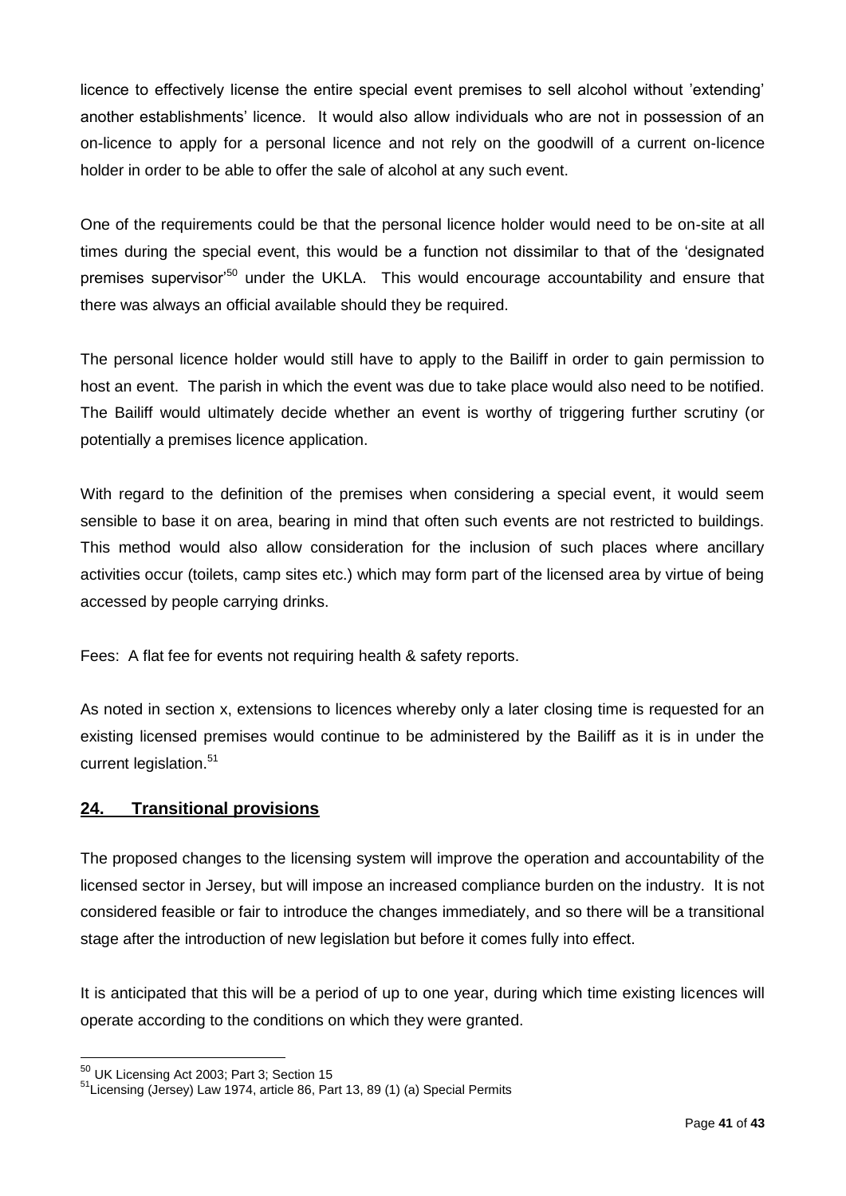licence to effectively license the entire special event premises to sell alcohol without 'extending' another establishments' licence. It would also allow individuals who are not in possession of an on-licence to apply for a personal licence and not rely on the goodwill of a current on-licence holder in order to be able to offer the sale of alcohol at any such event.

One of the requirements could be that the personal licence holder would need to be on-site at all times during the special event, this would be a function not dissimilar to that of the 'designated premises supervisor'[50] under the UKLA. This would encourage accountability and ensure that there was always an official available should they be required.

The personal licence holder would still have to apply to the Bailiff in order to gain permission to host an event. The parish in which the event was due to take place would also need to be notified. The Bailiff would ultimately decide whether an event is worthy of triggering further scrutiny (or potentially a premises licence application.

With regard to the definition of the premises when considering a special event, it would seem sensible to base it on area, bearing in mind that often such events are not restricted to buildings. This method would also allow consideration for the inclusion of such places where ancillary activities occur (toilets, camp sites etc.) which may form part of the licensed area by virtue of being accessed by people carrying drinks.

Fees: A flat fee for events not requiring health & safety reports.

As noted in section x, extensions to licences whereby only a later closing time is requested for an existing licensed premises would continue to be administered by the Bailiff as it is in under the current legislation.[51]

## 24. Transitional provisions

The proposed changes to the licensing system will improve the operation and accountability of the licensed sector in Jersey, but will impose an increased compliance burden on the industry. It is not considered feasible or fair to introduce the changes immediately, and so there will be a transitional stage after the introduction of new legislation but before it comes fully into effect.

It is anticipated that this will be a period of up to one year, during which time existing licences will operate according to the conditions on which they were granted.

---

[50] UK Licensing Act 2003; Part 3; Section 15

[51] Licensing (Jersey) Law 1974, article 86, Part 13, 89 (1) (a) Special Permits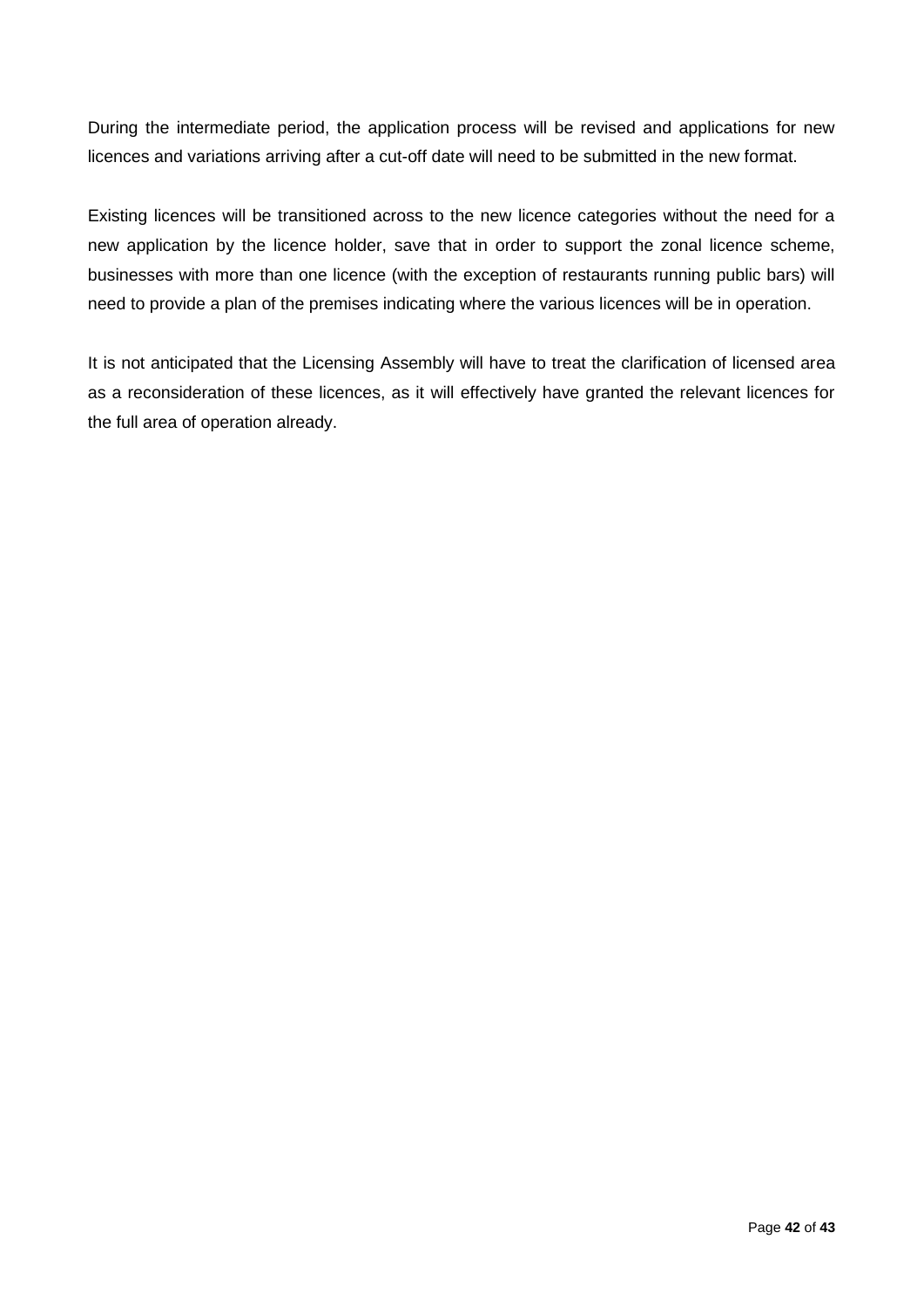During the intermediate period, the application process will be revised and applications for new licences and variations arriving after a cut-off date will need to be submitted in the new format.

Existing licences will be transitioned across to the new licence categories without the need for a new application by the licence holder, save that in order to support the zonal licence scheme, businesses with more than one licence (with the exception of restaurants running public bars) will need to provide a plan of the premises indicating where the various licences will be in operation.

It is not anticipated that the Licensing Assembly will have to treat the clarification of licensed area as a reconsideration of these licences, as it will effectively have granted the relevant licences for the full area of operation already.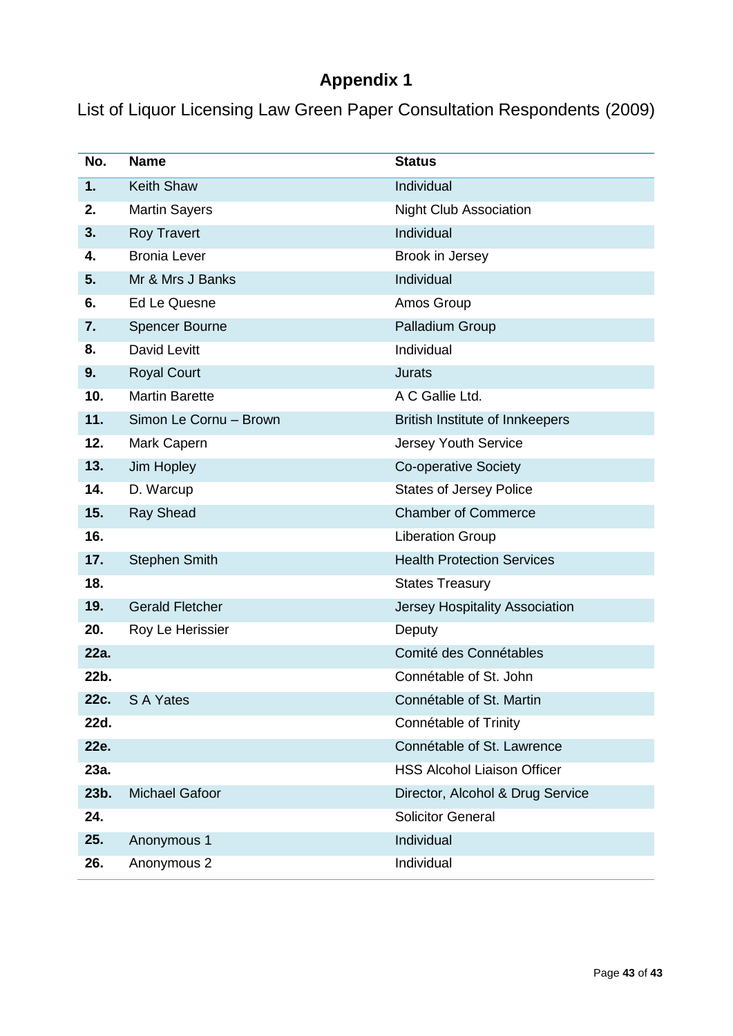# Appendix 1

List of Liquor Licensing Law Green Paper Consultation Respondents (2009)

| No. | Name | Status |
|---|---|---|
| **1.** | Keith Shaw | Individual |
| **2.** | Martin Sayers | Night Club Association |
| **3.** | Roy Travert | Individual |
| **4.** | Bronia Lever | Brook in Jersey |
| **5.** | Mr & Mrs J Banks | Individual |
| **6.** | Ed Le Quesne | Amos Group |
| **7.** | Spencer Bourne | Palladium Group |
| **8.** | David Levitt | Individual |
| **9.** | Royal Court | Jurats |
| **10.** | Martin Barette | A C Gallie Ltd. |
| **11.** | Simon Le Cornu – Brown | British Institute of Innkeepers |
| **12.** | Mark Capern | Jersey Youth Service |
| **13.** | Jim Hopley | Co-operative Society |
| **14.** | D. Warcup | States of Jersey Police |
| **15.** | Ray Shead | Chamber of Commerce |
| **16.** | | Liberation Group |
| **17.** | Stephen Smith | Health Protection Services |
| **18.** | | States Treasury |
| **19.** | Gerald Fletcher | Jersey Hospitality Association |
| **20.** | Roy Le Herissier | Deputy |
| **22a.** | | Comité des Connétables |
| **22b.** | | Connétable of St. John |
| **22c.** | S A Yates | Connétable of St. Martin |
| **22d.** | | Connétable of Trinity |
| **22e.** | | Connétable of St. Lawrence |
| **23a.** | | HSS Alcohol Liaison Officer |
| **23b.** | Michael Gafoor | Director, Alcohol & Drug Service |
| **24.** | | Solicitor General |
| **25.** | Anonymous 1 | Individual |
| **26.** | Anonymous 2 | Individual |